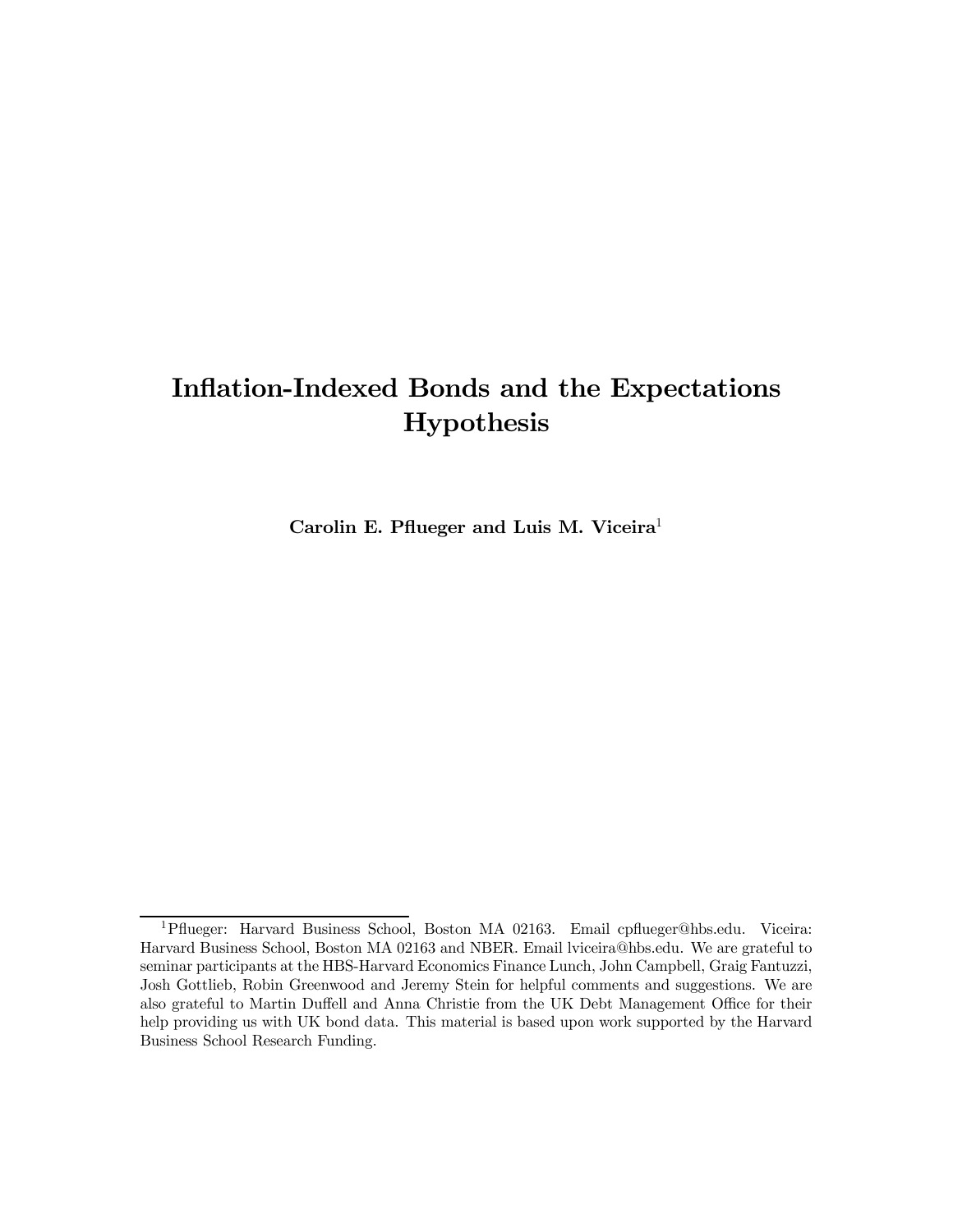# Inflation-Indexed Bonds and the Expectations Hypothesis

**Carolin E. Pflueger and Luis M. Viceira**[1]

[1] Pflueger: Harvard Business School, Boston MA 02163. Email cpflueger@hbs.edu. Viceira: Harvard Business School, Boston MA 02163 and NBER. Email lviceira@hbs.edu. We are grateful to seminar participants at the HBS-Harvard Economics Finance Lunch, John Campbell, Graig Fantuzzi, Josh Gottlieb, Robin Greenwood and Jeremy Stein for helpful comments and suggestions. We are also grateful to Martin Duffell and Anna Christie from the UK Debt Management Office for their help providing us with UK bond data. This material is based upon work supported by the Harvard Business School Research Funding.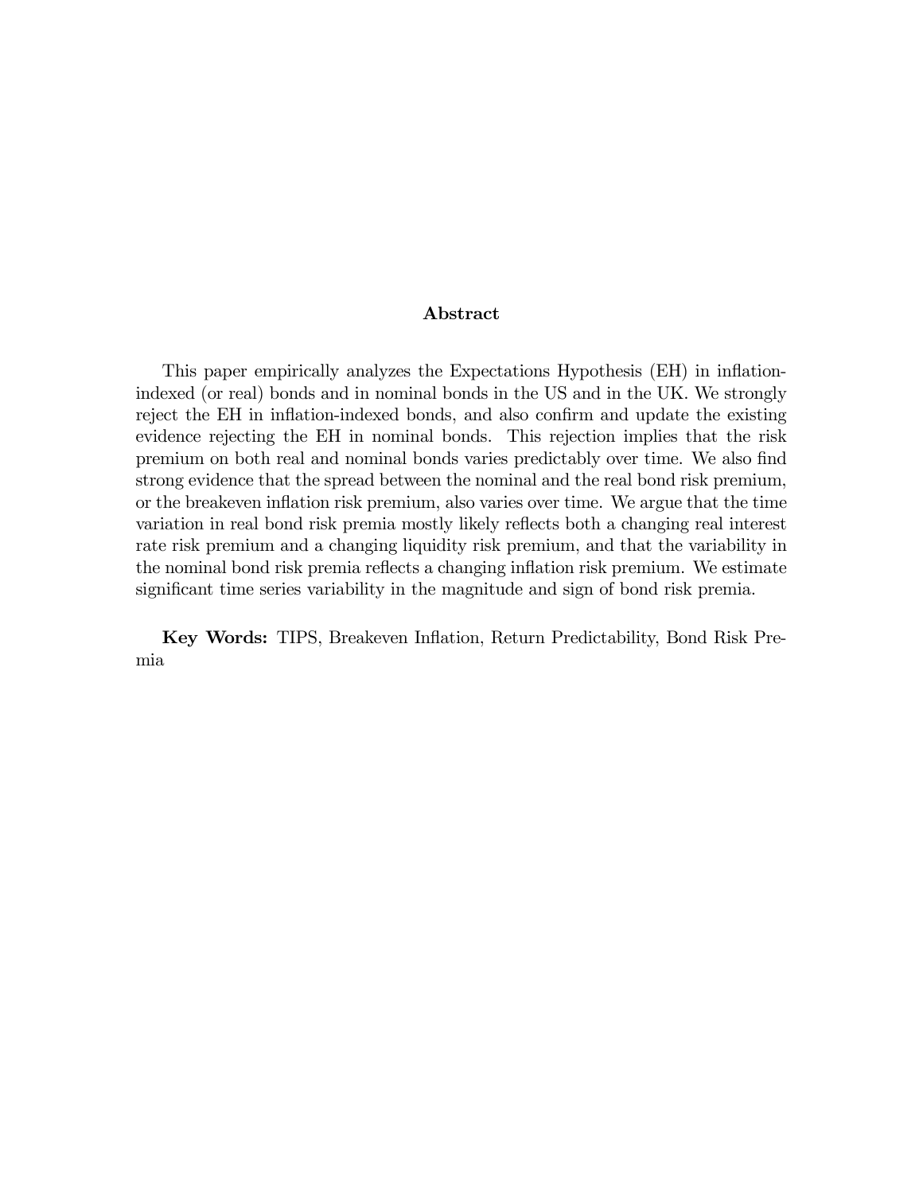## Abstract

This paper empirically analyzes the Expectations Hypothesis (EH) in inflation-indexed (or real) bonds and in nominal bonds in the US and in the UK. We strongly reject the EH in inflation-indexed bonds, and also confirm and update the existing evidence rejecting the EH in nominal bonds. This rejection implies that the risk premium on both real and nominal bonds varies predictably over time. We also find strong evidence that the spread between the nominal and the real bond risk premium, or the breakeven inflation risk premium, also varies over time. We argue that the time variation in real bond risk premia mostly likely reflects both a changing real interest rate risk premium and a changing liquidity risk premium, and that the variability in the nominal bond risk premia reflects a changing inflation risk premium. We estimate significant time series variability in the magnitude and sign of bond risk premia.

**Key Words:** TIPS, Breakeven Inflation, Return Predictability, Bond Risk Premia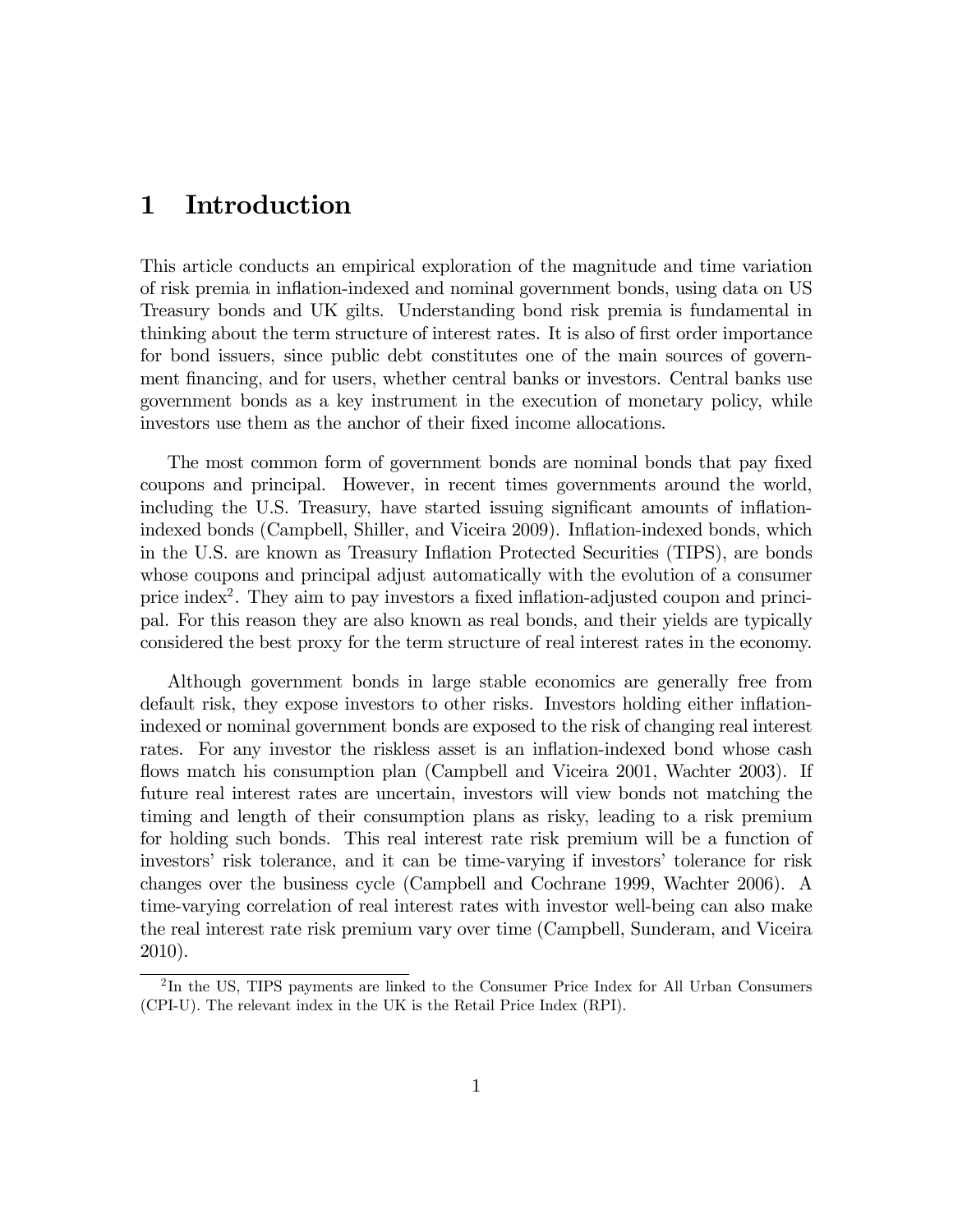# 1 Introduction

This article conducts an empirical exploration of the magnitude and time variation of risk premia in inflation-indexed and nominal government bonds, using data on US Treasury bonds and UK gilts. Understanding bond risk premia is fundamental in thinking about the term structure of interest rates. It is also of first order importance for bond issuers, since public debt constitutes one of the main sources of government financing, and for users, whether central banks or investors. Central banks use government bonds as a key instrument in the execution of monetary policy, while investors use them as the anchor of their fixed income allocations.

The most common form of government bonds are nominal bonds that pay fixed coupons and principal. However, in recent times governments around the world, including the U.S. Treasury, have started issuing significant amounts of inflation-indexed bonds (Campbell, Shiller, and Viceira 2009). Inflation-indexed bonds, which in the U.S. are known as Treasury Inflation Protected Securities (TIPS), are bonds whose coupons and principal adjust automatically with the evolution of a consumer price index[2]. They aim to pay investors a fixed inflation-adjusted coupon and principal. For this reason they are also known as real bonds, and their yields are typically considered the best proxy for the term structure of real interest rates in the economy.

Although government bonds in large stable economics are generally free from default risk, they expose investors to other risks. Investors holding either inflation-indexed or nominal government bonds are exposed to the risk of changing real interest rates. For any investor the riskless asset is an inflation-indexed bond whose cash flows match his consumption plan (Campbell and Viceira 2001, Wachter 2003). If future real interest rates are uncertain, investors will view bonds not matching the timing and length of their consumption plans as risky, leading to a risk premium for holding such bonds. This real interest rate risk premium will be a function of investors' risk tolerance, and it can be time-varying if investors' tolerance for risk changes over the business cycle (Campbell and Cochrane 1999, Wachter 2006). A time-varying correlation of real interest rates with investor well-being can also make the real interest rate risk premium vary over time (Campbell, Sunderam, and Viceira 2010).

[2] In the US, TIPS payments are linked to the Consumer Price Index for All Urban Consumers (CPI-U). The relevant index in the UK is the Retail Price Index (RPI).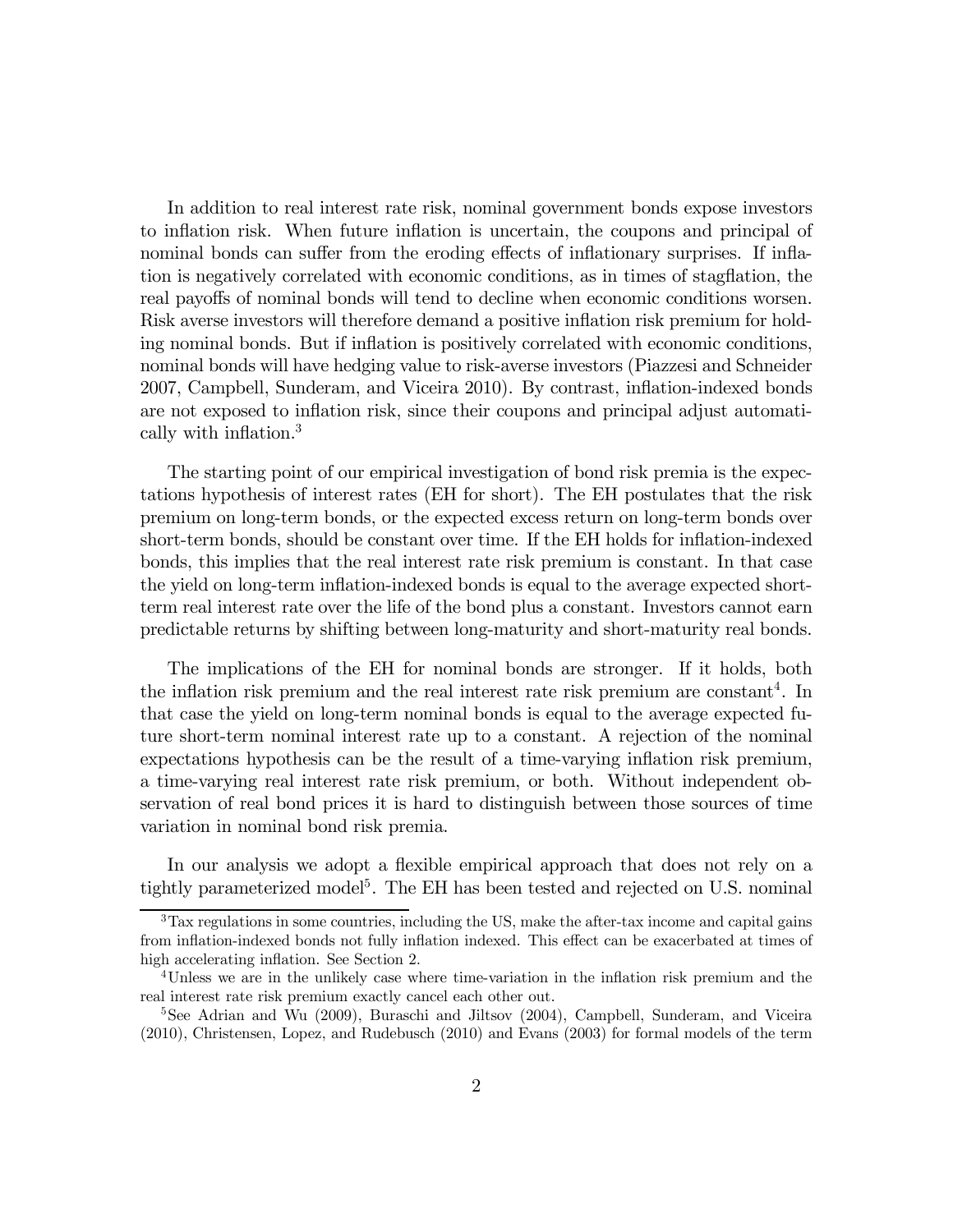In addition to real interest rate risk, nominal government bonds expose investors to inflation risk. When future inflation is uncertain, the coupons and principal of nominal bonds can suffer from the eroding effects of inflationary surprises. If inflation is negatively correlated with economic conditions, as in times of stagflation, the real payoffs of nominal bonds will tend to decline when economic conditions worsen. Risk averse investors will therefore demand a positive inflation risk premium for holding nominal bonds. But if inflation is positively correlated with economic conditions, nominal bonds will have hedging value to risk-averse investors (Piazzesi and Schneider 2007, Campbell, Sunderam, and Viceira 2010). By contrast, inflation-indexed bonds are not exposed to inflation risk, since their coupons and principal adjust automatically with inflation.[3]

The starting point of our empirical investigation of bond risk premia is the expectations hypothesis of interest rates (EH for short). The EH postulates that the risk premium on long-term bonds, or the expected excess return on long-term bonds over short-term bonds, should be constant over time. If the EH holds for inflation-indexed bonds, this implies that the real interest rate risk premium is constant. In that case the yield on long-term inflation-indexed bonds is equal to the average expected short-term real interest rate over the life of the bond plus a constant. Investors cannot earn predictable returns by shifting between long-maturity and short-maturity real bonds.

The implications of the EH for nominal bonds are stronger. If it holds, both the inflation risk premium and the real interest rate risk premium are constant[4]. In that case the yield on long-term nominal bonds is equal to the average expected future short-term nominal interest rate up to a constant. A rejection of the nominal expectations hypothesis can be the result of a time-varying inflation risk premium, a time-varying real interest rate risk premium, or both. Without independent observation of real bond prices it is hard to distinguish between those sources of time variation in nominal bond risk premia.

In our analysis we adopt a flexible empirical approach that does not rely on a tightly parameterized model[5]. The EH has been tested and rejected on U.S. nominal

[3] Tax regulations in some countries, including the US, make the after-tax income and capital gains from inflation-indexed bonds not fully inflation indexed. This effect can be exacerbated at times of high accelerating inflation. See Section 2.

[4] Unless we are in the unlikely case where time-variation in the inflation risk premium and the real interest rate risk premium exactly cancel each other out.

[5] See Adrian and Wu (2009), Buraschi and Jiltsov (2004), Campbell, Sunderam, and Viceira (2010), Christensen, Lopez, and Rudebusch (2010) and Evans (2003) for formal models of the term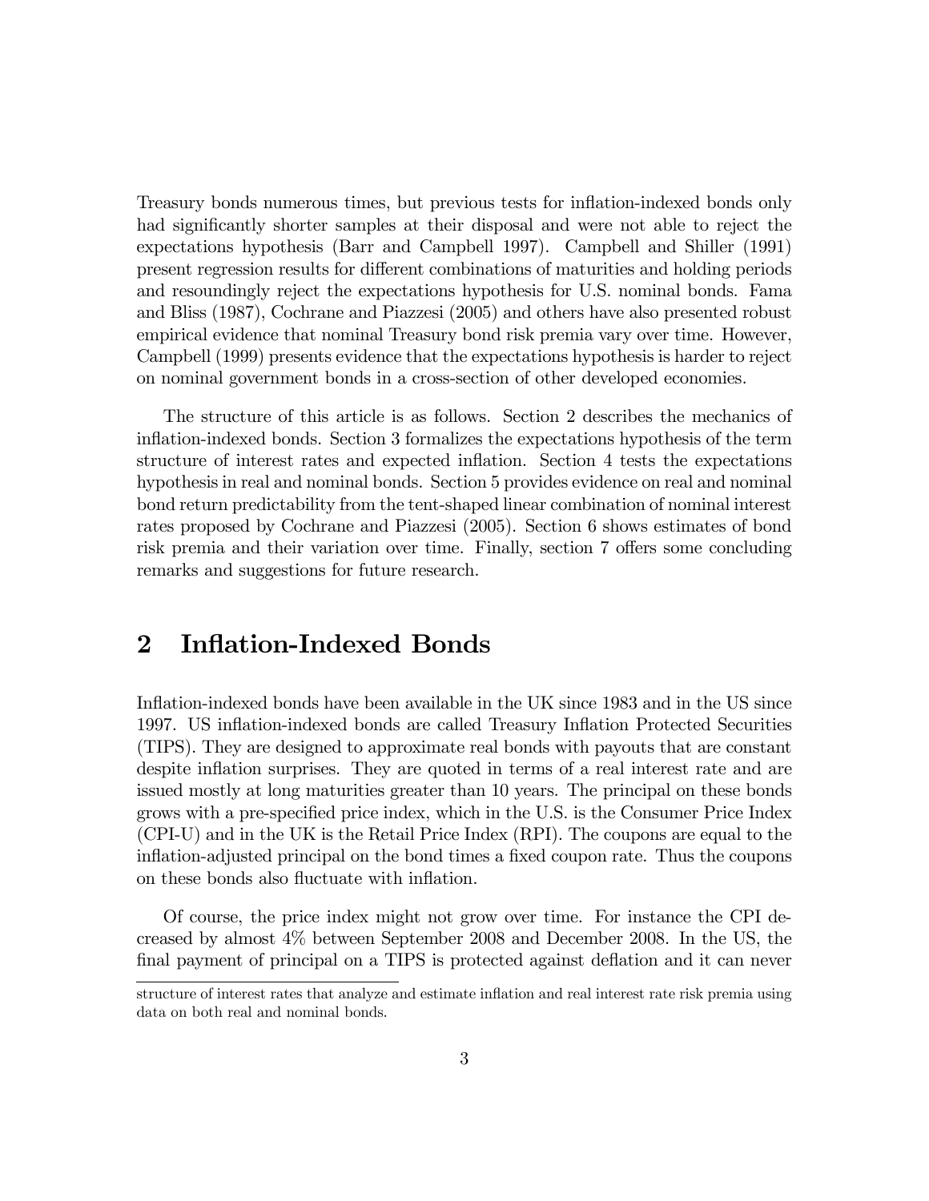Treasury bonds numerous times, but previous tests for inflation-indexed bonds only had significantly shorter samples at their disposal and were not able to reject the expectations hypothesis (Barr and Campbell 1997). Campbell and Shiller (1991) present regression results for different combinations of maturities and holding periods and resoundingly reject the expectations hypothesis for U.S. nominal bonds. Fama and Bliss (1987), Cochrane and Piazzesi (2005) and others have also presented robust empirical evidence that nominal Treasury bond risk premia vary over time. However, Campbell (1999) presents evidence that the expectations hypothesis is harder to reject on nominal government bonds in a cross-section of other developed economies.

The structure of this article is as follows. Section 2 describes the mechanics of inflation-indexed bonds. Section 3 formalizes the expectations hypothesis of the term structure of interest rates and expected inflation. Section 4 tests the expectations hypothesis in real and nominal bonds. Section 5 provides evidence on real and nominal bond return predictability from the tent-shaped linear combination of nominal interest rates proposed by Cochrane and Piazzesi (2005). Section 6 shows estimates of bond risk premia and their variation over time. Finally, section 7 offers some concluding remarks and suggestions for future research.

## 2 Inflation-Indexed Bonds

Inflation-indexed bonds have been available in the UK since 1983 and in the US since 1997. US inflation-indexed bonds are called Treasury Inflation Protected Securities (TIPS). They are designed to approximate real bonds with payouts that are constant despite inflation surprises. They are quoted in terms of a real interest rate and are issued mostly at long maturities greater than 10 years. The principal on these bonds grows with a pre-specified price index, which in the U.S. is the Consumer Price Index (CPI-U) and in the UK is the Retail Price Index (RPI). The coupons are equal to the inflation-adjusted principal on the bond times a fixed coupon rate. Thus the coupons on these bonds also fluctuate with inflation.

Of course, the price index might not grow over time. For instance the CPI decreased by almost 4% between September 2008 and December 2008. In the US, the final payment of principal on a TIPS is protected against deflation and it can never

structure of interest rates that analyze and estimate inflation and real interest rate risk premia using data on both real and nominal bonds.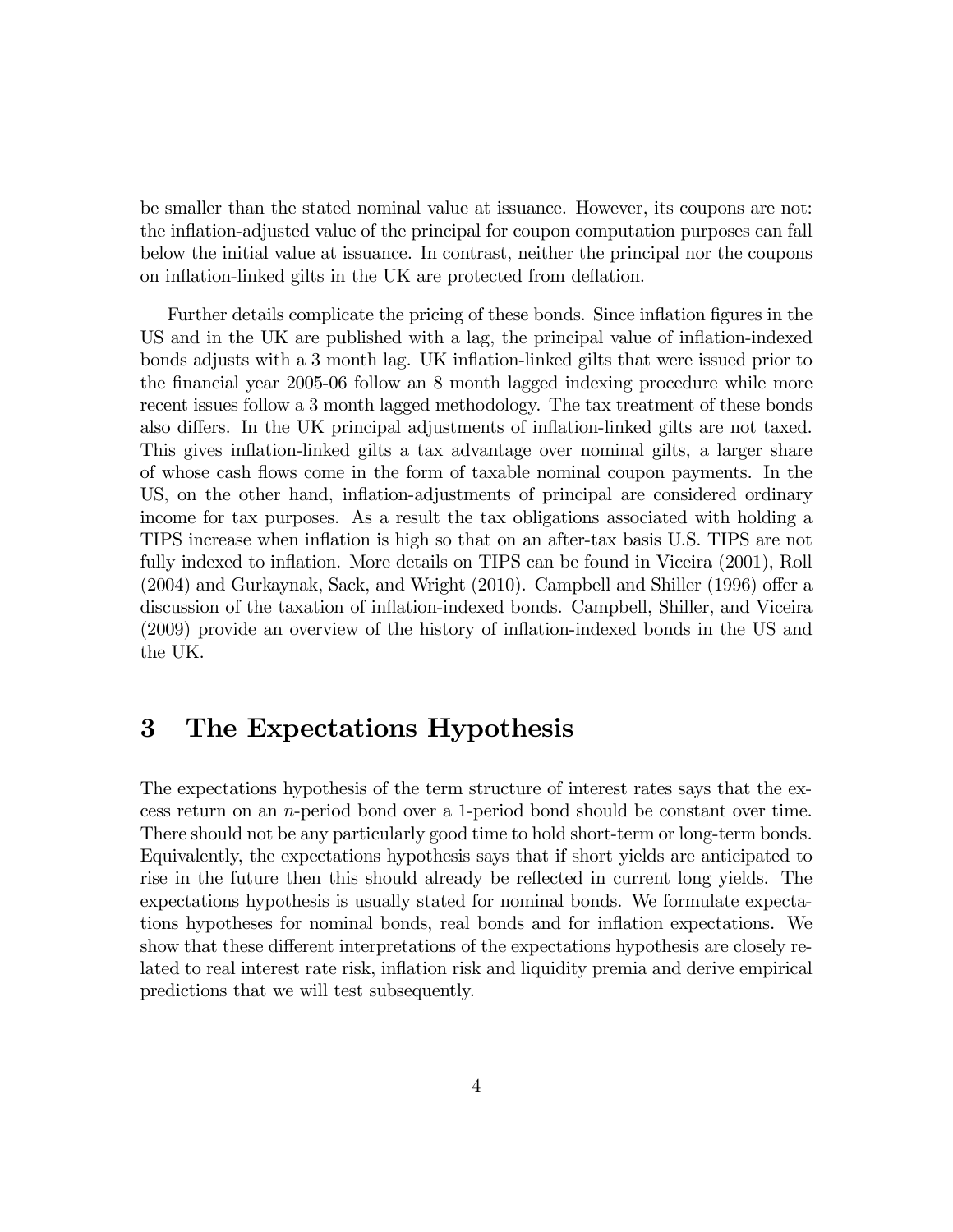be smaller than the stated nominal value at issuance. However, its coupons are not: the inflation-adjusted value of the principal for coupon computation purposes can fall below the initial value at issuance. In contrast, neither the principal nor the coupons on inflation-linked gilts in the UK are protected from deflation.

Further details complicate the pricing of these bonds. Since inflation figures in the US and in the UK are published with a lag, the principal value of inflation-indexed bonds adjusts with a 3 month lag. UK inflation-linked gilts that were issued prior to the financial year 2005-06 follow an 8 month lagged indexing procedure while more recent issues follow a 3 month lagged methodology. The tax treatment of these bonds also differs. In the UK principal adjustments of inflation-linked gilts are not taxed. This gives inflation-linked gilts a tax advantage over nominal gilts, a larger share of whose cash flows come in the form of taxable nominal coupon payments. In the US, on the other hand, inflation-adjustments of principal are considered ordinary income for tax purposes. As a result the tax obligations associated with holding a TIPS increase when inflation is high so that on an after-tax basis U.S. TIPS are not fully indexed to inflation. More details on TIPS can be found in Viceira (2001), Roll (2004) and Gurkaynak, Sack, and Wright (2010). Campbell and Shiller (1996) offer a discussion of the taxation of inflation-indexed bonds. Campbell, Shiller, and Viceira (2009) provide an overview of the history of inflation-indexed bonds in the US and the UK.

# 3 The Expectations Hypothesis

The expectations hypothesis of the term structure of interest rates says that the excess return on an $n$-period bond over a 1-period bond should be constant over time. There should not be any particularly good time to hold short-term or long-term bonds. Equivalently, the expectations hypothesis says that if short yields are anticipated to rise in the future then this should already be reflected in current long yields. The expectations hypothesis is usually stated for nominal bonds. We formulate expectations hypotheses for nominal bonds, real bonds and for inflation expectations. We show that these different interpretations of the expectations hypothesis are closely related to real interest rate risk, inflation risk and liquidity premia and derive empirical predictions that we will test subsequently.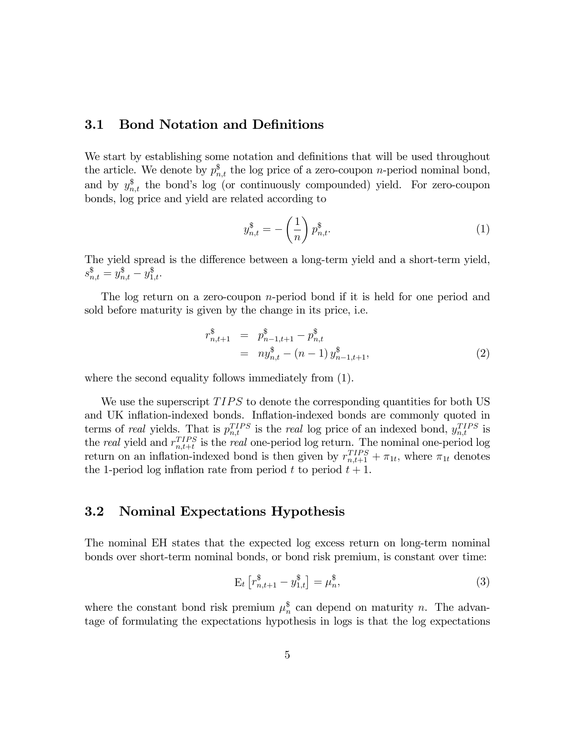### 3.1 Bond Notation and Definitions

We start by establishing some notation and definitions that will be used throughout the article. We denote by $p^{\$}_{n,t}$ the log price of a zero-coupon $n$-period nominal bond, and by $y^{\$}_{n,t}$ the bond's log (or continuously compounded) yield. For zero-coupon bonds, log price and yield are related according to

$$y^{\$}_{n,t} = -\left(\frac{1}{n}\right) p^{\$}_{n,t}. \tag{1}$$

The yield spread is the difference between a long-term yield and a short-term yield, $s^{\$}_{n,t} = y^{\$}_{n,t} - y^{\$}_{1,t}$.

The log return on a zero-coupon $n$-period bond if it is held for one period and sold before maturity is given by the change in its price, i.e.

$$\begin{aligned} r^{\$}_{n,t+1} &= p^{\$}_{n-1,t+1} - p^{\$}_{n,t} \\ &= ny^{\$}_{n,t} - (n-1)\, y^{\$}_{n-1,t+1}, \end{aligned} \tag{2}$$

where the second equality follows immediately from (1).

We use the superscript $TIPS$ to denote the corresponding quantities for both US and UK inflation-indexed bonds. Inflation-indexed bonds are commonly quoted in terms of *real* yields. That is $p^{TIPS}_{n,t}$ is the *real* log price of an indexed bond, $y^{TIPS}_{n,t}$ is the *real* yield and $r^{TIPS}_{n,t+t}$ is the *real* one-period log return. The nominal one-period log return on an inflation-indexed bond is then given by $r^{TIPS}_{n,t+1} + \pi_{1t}$, where $\pi_{1t}$ denotes the 1-period log inflation rate from period $t$ to period $t+1$.

### 3.2 Nominal Expectations Hypothesis

The nominal EH states that the expected log excess return on long-term nominal bonds over short-term nominal bonds, or bond risk premium, is constant over time:

$$\mathrm{E}_t \left[ r^{\$}_{n,t+1} - y^{\$}_{1,t} \right] = \mu^{\$}_n, \tag{3}$$

where the constant bond risk premium $\mu^{\$}_n$ can depend on maturity $n$. The advantage of formulating the expectations hypothesis in logs is that the log expectations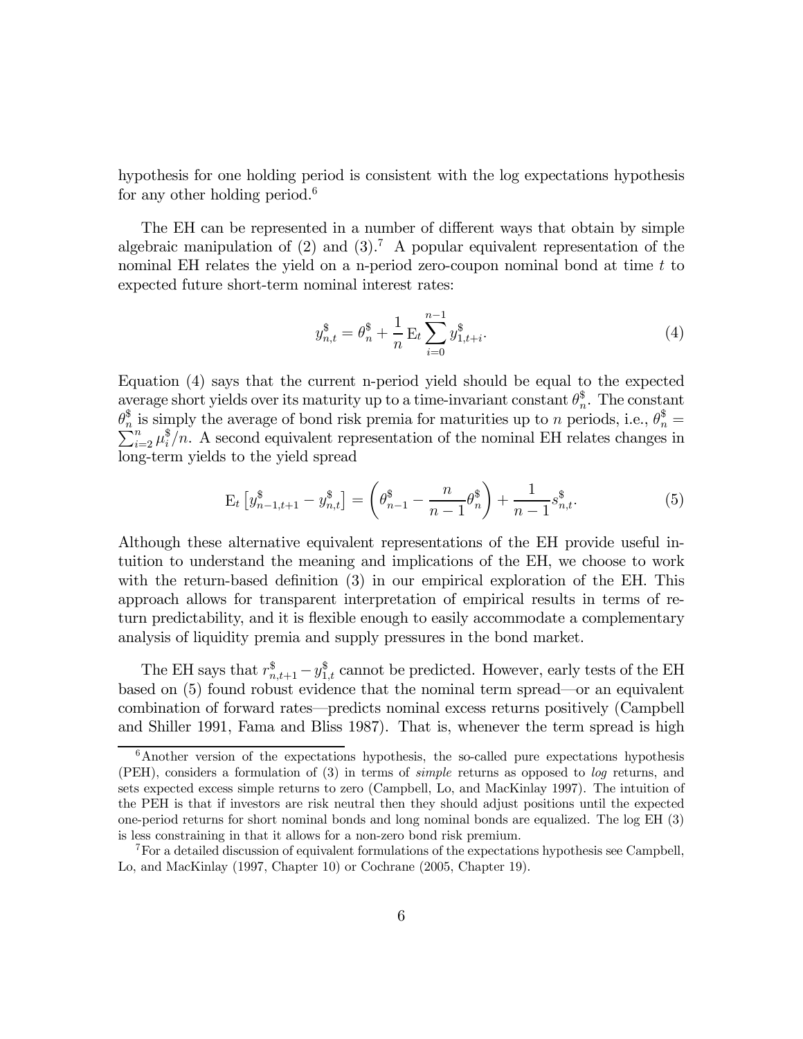hypothesis for one holding period is consistent with the log expectations hypothesis for any other holding period.[6]

The EH can be represented in a number of different ways that obtain by simple algebraic manipulation of (2) and (3).[7] A popular equivalent representation of the nominal EH relates the yield on a n-period zero-coupon nominal bond at time $t$ to expected future short-term nominal interest rates:

$$y^{\$}_{n,t} = \theta^{\$}_{n} + \frac{1}{n} \mathrm{E}_t \sum_{i=0}^{n-1} y^{\$}_{1,t+i}. \tag{4}$$

Equation (4) says that the current n-period yield should be equal to the expected average short yields over its maturity up to a time-invariant constant $\theta^{\$}_{n}$. The constant $\theta^{\$}_{n}$ is simply the average of bond risk premia for maturities up to $n$ periods, i.e., $\theta^{\$}_{n} = \sum_{i=2}^{n} \mu^{\$}_{i}/n$. A second equivalent representation of the nominal EH relates changes in long-term yields to the yield spread

$$\mathrm{E}_t \left[ y^{\$}_{n-1,t+1} - y^{\$}_{n,t} \right] = \left( \theta^{\$}_{n-1} - \frac{n}{n-1} \theta^{\$}_{n} \right) + \frac{1}{n-1} s^{\$}_{n,t}. \tag{5}$$

Although these alternative equivalent representations of the EH provide useful intuition to understand the meaning and implications of the EH, we choose to work with the return-based definition (3) in our empirical exploration of the EH. This approach allows for transparent interpretation of empirical results in terms of return predictability, and it is flexible enough to easily accommodate a complementary analysis of liquidity premia and supply pressures in the bond market.

The EH says that $r^{\$}_{n,t+1} - y^{\$}_{1,t}$ cannot be predicted. However, early tests of the EH based on (5) found robust evidence that the nominal term spread—or an equivalent combination of forward rates—predicts nominal excess returns positively (Campbell and Shiller 1991, Fama and Bliss 1987). That is, whenever the term spread is high

[6] Another version of the expectations hypothesis, the so-called pure expectations hypothesis (PEH), considers a formulation of (3) in terms of *simple* returns as opposed to *log* returns, and sets expected excess simple returns to zero (Campbell, Lo, and MacKinlay 1997). The intuition of the PEH is that if investors are risk neutral then they should adjust positions until the expected one-period returns for short nominal bonds and long nominal bonds are equalized. The log EH (3) is less constraining in that it allows for a non-zero bond risk premium.

[7] For a detailed discussion of equivalent formulations of the expectations hypothesis see Campbell, Lo, and MacKinlay (1997, Chapter 10) or Cochrane (2005, Chapter 19).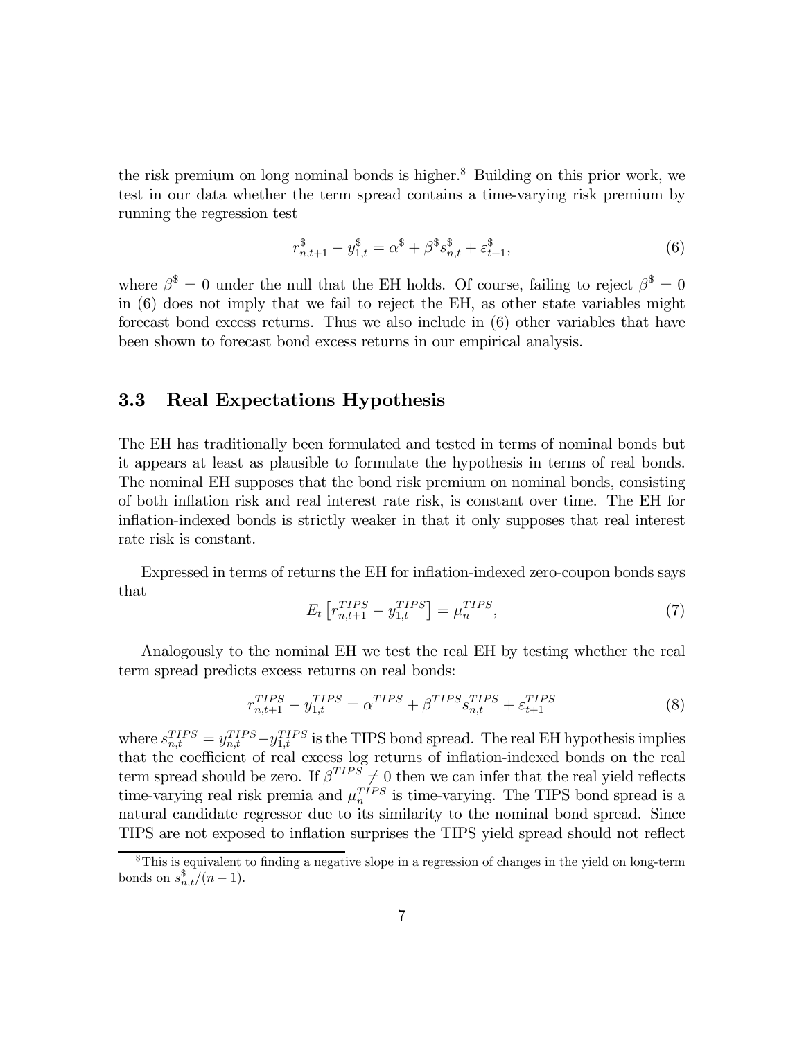the risk premium on long nominal bonds is higher.[8] Building on this prior work, we test in our data whether the term spread contains a time-varying risk premium by running the regression test

$$r^{\$}_{n,t+1} - y^{\$}_{1,t} = \alpha^{\$} + \beta^{\$} s^{\$}_{n,t} + \varepsilon^{\$}_{t+1}, \tag{6}$$

where $\beta^{\$} = 0$ under the null that the EH holds. Of course, failing to reject $\beta^{\$} = 0$ in (6) does not imply that we fail to reject the EH, as other state variables might forecast bond excess returns. Thus we also include in (6) other variables that have been shown to forecast bond excess returns in our empirical analysis.

## 3.3 Real Expectations Hypothesis

The EH has traditionally been formulated and tested in terms of nominal bonds but it appears at least as plausible to formulate the hypothesis in terms of real bonds. The nominal EH supposes that the bond risk premium on nominal bonds, consisting of both inflation risk and real interest rate risk, is constant over time. The EH for inflation-indexed bonds is strictly weaker in that it only supposes that real interest rate risk is constant.

Expressed in terms of returns the EH for inflation-indexed zero-coupon bonds says that

$$E_t \left[ r^{TIPS}_{n,t+1} - y^{TIPS}_{1,t} \right] = \mu^{TIPS}_n, \tag{7}$$

Analogously to the nominal EH we test the real EH by testing whether the real term spread predicts excess returns on real bonds:

$$r^{TIPS}_{n,t+1} - y^{TIPS}_{1,t} = \alpha^{TIPS} + \beta^{TIPS} s^{TIPS}_{n,t} + \varepsilon^{TIPS}_{t+1} \tag{8}$$

where $s^{TIPS}_{n,t} = y^{TIPS}_{n,t} - y^{TIPS}_{1,t}$ is the TIPS bond spread. The real EH hypothesis implies that the coefficient of real excess log returns of inflation-indexed bonds on the real term spread should be zero. If $\beta^{TIPS} \neq 0$ then we can infer that the real yield reflects time-varying real risk premia and $\mu^{TIPS}_n$ is time-varying. The TIPS bond spread is a natural candidate regressor due to its similarity to the nominal bond spread. Since TIPS are not exposed to inflation surprises the TIPS yield spread should not reflect

[8] This is equivalent to finding a negative slope in a regression of changes in the yield on long-term bonds on $s^{\$}_{n,t}/(n-1)$.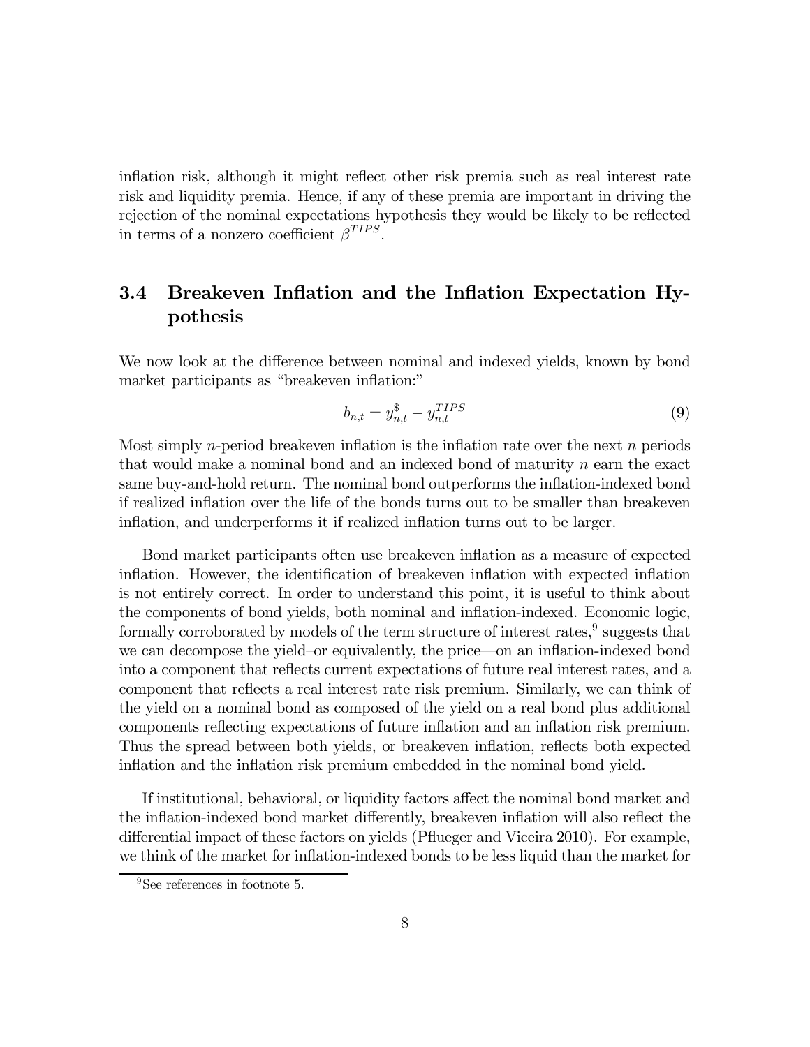inflation risk, although it might reflect other risk premia such as real interest rate risk and liquidity premia. Hence, if any of these premia are important in driving the rejection of the nominal expectations hypothesis they would be likely to be reflected in terms of a nonzero coefficient $\beta^{TIPS}$.

### 3.4 Breakeven Inflation and the Inflation Expectation Hypothesis

We now look at the difference between nominal and indexed yields, known by bond market participants as "breakeven inflation:"

$$b_{n,t} = y^{\$}_{n,t} - y^{TIPS}_{n,t} \tag{9}$$

Most simply $n$-period breakeven inflation is the inflation rate over the next $n$ periods that would make a nominal bond and an indexed bond of maturity $n$ earn the exact same buy-and-hold return. The nominal bond outperforms the inflation-indexed bond if realized inflation over the life of the bonds turns out to be smaller than breakeven inflation, and underperforms it if realized inflation turns out to be larger.

Bond market participants often use breakeven inflation as a measure of expected inflation. However, the identification of breakeven inflation with expected inflation is not entirely correct. In order to understand this point, it is useful to think about the components of bond yields, both nominal and inflation-indexed. Economic logic, formally corroborated by models of the term structure of interest rates,[9] suggests that we can decompose the yield–or equivalently, the price—on an inflation-indexed bond into a component that reflects current expectations of future real interest rates, and a component that reflects a real interest rate risk premium. Similarly, we can think of the yield on a nominal bond as composed of the yield on a real bond plus additional components reflecting expectations of future inflation and an inflation risk premium. Thus the spread between both yields, or breakeven inflation, reflects both expected inflation and the inflation risk premium embedded in the nominal bond yield.

If institutional, behavioral, or liquidity factors affect the nominal bond market and the inflation-indexed bond market differently, breakeven inflation will also reflect the differential impact of these factors on yields (Pflueger and Viceira 2010). For example, we think of the market for inflation-indexed bonds to be less liquid than the market for

[9] See references in footnote 5.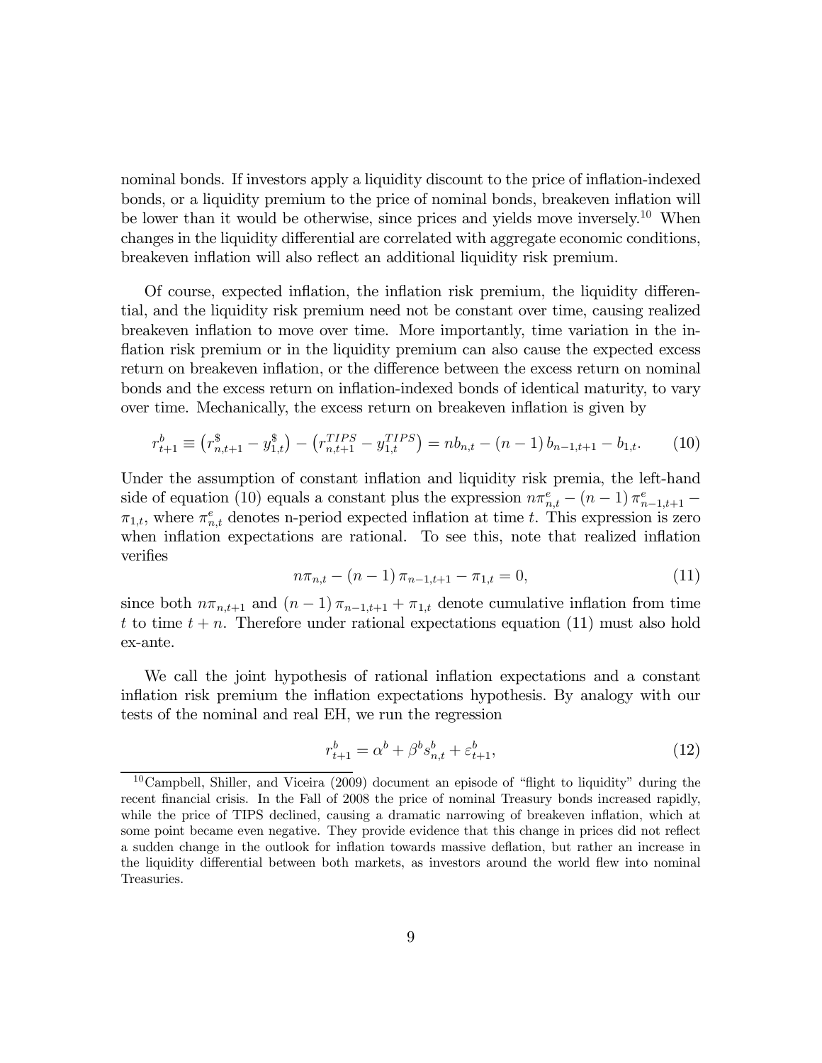nominal bonds. If investors apply a liquidity discount to the price of inflation-indexed bonds, or a liquidity premium to the price of nominal bonds, breakeven inflation will be lower than it would be otherwise, since prices and yields move inversely.[10] When changes in the liquidity differential are correlated with aggregate economic conditions, breakeven inflation will also reflect an additional liquidity risk premium.

Of course, expected inflation, the inflation risk premium, the liquidity differential, and the liquidity risk premium need not be constant over time, causing realized breakeven inflation to move over time. More importantly, time variation in the inflation risk premium or in the liquidity premium can also cause the expected excess return on breakeven inflation, or the difference between the excess return on nominal bonds and the excess return on inflation-indexed bonds of identical maturity, to vary over time. Mechanically, the excess return on breakeven inflation is given by

$$r^b_{t+1} \equiv \left(r^{\$}_{n,t+1} - y^{\$}_{1,t}\right) - \left(r^{TIPS}_{n,t+1} - y^{TIPS}_{1,t}\right) = nb_{n,t} - (n-1)\, b_{n-1,t+1} - b_{1,t}. \tag{10}$$

Under the assumption of constant inflation and liquidity risk premia, the left-hand side of equation (10) equals a constant plus the expression $n\pi^e_{n,t} - (n-1)\,\pi^e_{n-1,t+1} - \pi_{1,t}$, where $\pi^e_{n,t}$ denotes n-period expected inflation at time $t$. This expression is zero when inflation expectations are rational. To see this, note that realized inflation verifies

$$n\pi_{n,t} - (n-1)\,\pi_{n-1,t+1} - \pi_{1,t} = 0, \tag{11}$$

since both $n\pi_{n,t+1}$ and $(n-1)\,\pi_{n-1,t+1} + \pi_{1,t}$ denote cumulative inflation from time $t$ to time $t+n$. Therefore under rational expectations equation (11) must also hold ex-ante.

We call the joint hypothesis of rational inflation expectations and a constant inflation risk premium the inflation expectations hypothesis. By analogy with our tests of the nominal and real EH, we run the regression

$$r^b_{t+1} = \alpha^b + \beta^b s^b_{n,t} + \varepsilon^b_{t+1}, \tag{12}$$

[10] Campbell, Shiller, and Viceira (2009) document an episode of "flight to liquidity" during the recent financial crisis. In the Fall of 2008 the price of nominal Treasury bonds increased rapidly, while the price of TIPS declined, causing a dramatic narrowing of breakeven inflation, which at some point became even negative. They provide evidence that this change in prices did not reflect a sudden change in the outlook for inflation towards massive deflation, but rather an increase in the liquidity differential between both markets, as investors around the world flew into nominal Treasuries.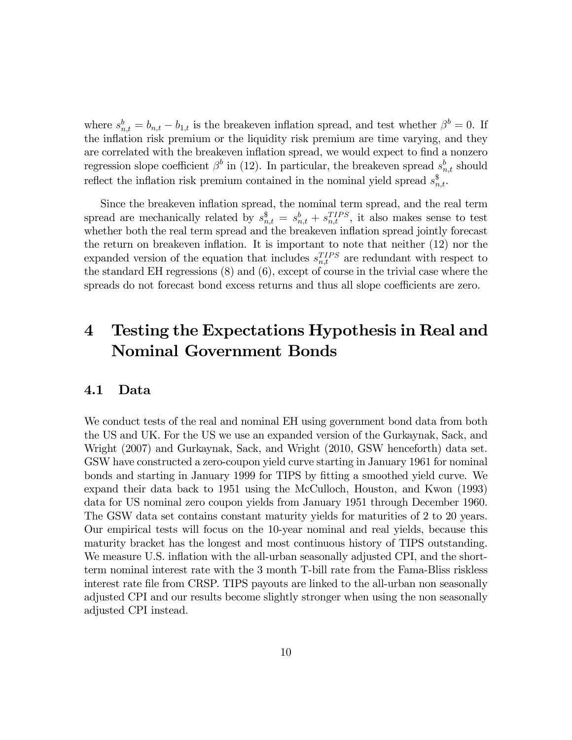where $s^b_{n,t} = b_{n,t} - b_{1,t}$ is the breakeven inflation spread, and test whether $\beta^b = 0$. If the inflation risk premium or the liquidity risk premium are time varying, and they are correlated with the breakeven inflation spread, we would expect to find a nonzero regression slope coefficient $\beta^b$ in (12). In particular, the breakeven spread $s^b_{n,t}$ should reflect the inflation risk premium contained in the nominal yield spread $s^{\$}_{n,t}$.

Since the breakeven inflation spread, the nominal term spread, and the real term spread are mechanically related by $s^{\$}_{n,t} = s^b_{n,t} + s^{TIPS}_{n,t}$, it also makes sense to test whether both the real term spread and the breakeven inflation spread jointly forecast the return on breakeven inflation. It is important to note that neither (12) nor the expanded version of the equation that includes $s^{TIPS}_{n,t}$ are redundant with respect to the standard EH regressions (8) and (6), except of course in the trivial case where the spreads do not forecast bond excess returns and thus all slope coefficients are zero.

# 4 Testing the Expectations Hypothesis in Real and Nominal Government Bonds

## 4.1 Data

We conduct tests of the real and nominal EH using government bond data from both the US and UK. For the US we use an expanded version of the Gurkaynak, Sack, and Wright (2007) and Gurkaynak, Sack, and Wright (2010, GSW henceforth) data set. GSW have constructed a zero-coupon yield curve starting in January 1961 for nominal bonds and starting in January 1999 for TIPS by fitting a smoothed yield curve. We expand their data back to 1951 using the McCulloch, Houston, and Kwon (1993) data for US nominal zero coupon yields from January 1951 through December 1960. The GSW data set contains constant maturity yields for maturities of 2 to 20 years. Our empirical tests will focus on the 10-year nominal and real yields, because this maturity bracket has the longest and most continuous history of TIPS outstanding. We measure U.S. inflation with the all-urban seasonally adjusted CPI, and the short-term nominal interest rate with the 3 month T-bill rate from the Fama-Bliss riskless interest rate file from CRSP. TIPS payouts are linked to the all-urban non seasonally adjusted CPI and our results become slightly stronger when using the non seasonally adjusted CPI instead.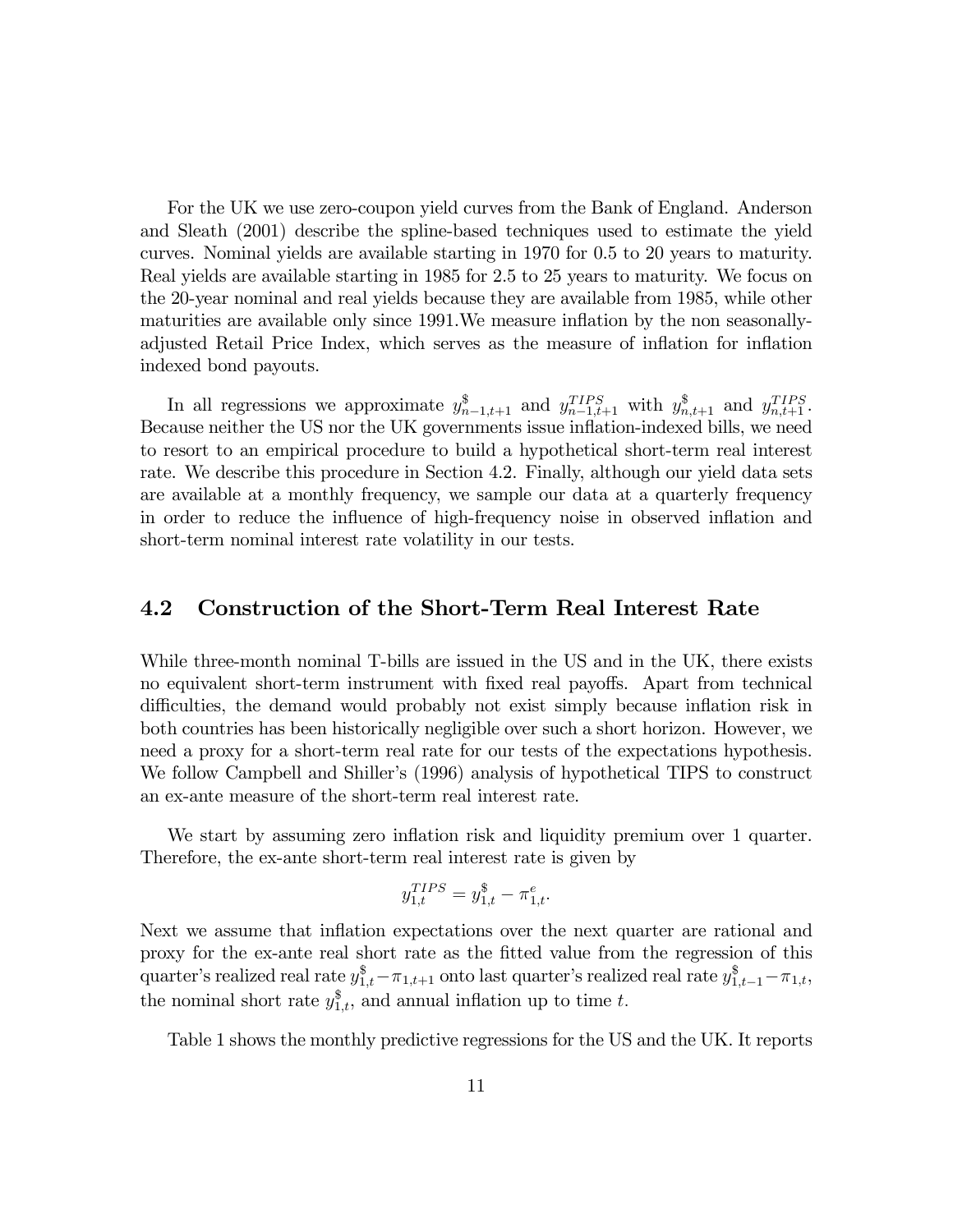For the UK we use zero-coupon yield curves from the Bank of England. Anderson and Sleath (2001) describe the spline-based techniques used to estimate the yield curves. Nominal yields are available starting in 1970 for 0.5 to 20 years to maturity. Real yields are available starting in 1985 for 2.5 to 25 years to maturity. We focus on the 20-year nominal and real yields because they are available from 1985, while other maturities are available only since 1991.We measure inflation by the non seasonally-adjusted Retail Price Index, which serves as the measure of inflation for inflation indexed bond payouts.

In all regressions we approximate $y^{\$}_{n-1,t+1}$ and $y^{TIPS}_{n-1,t+1}$ with $y^{\$}_{n,t+1}$ and $y^{TIPS}_{n,t+1}$. Because neither the US nor the UK governments issue inflation-indexed bills, we need to resort to an empirical procedure to build a hypothetical short-term real interest rate. We describe this procedure in Section 4.2. Finally, although our yield data sets are available at a monthly frequency, we sample our data at a quarterly frequency in order to reduce the influence of high-frequency noise in observed inflation and short-term nominal interest rate volatility in our tests.

## 4.2 Construction of the Short-Term Real Interest Rate

While three-month nominal T-bills are issued in the US and in the UK, there exists no equivalent short-term instrument with fixed real payoffs. Apart from technical difficulties, the demand would probably not exist simply because inflation risk in both countries has been historically negligible over such a short horizon. However, we need a proxy for a short-term real rate for our tests of the expectations hypothesis. We follow Campbell and Shiller's (1996) analysis of hypothetical TIPS to construct an ex-ante measure of the short-term real interest rate.

We start by assuming zero inflation risk and liquidity premium over 1 quarter. Therefore, the ex-ante short-term real interest rate is given by

$$y^{TIPS}_{1,t} = y^{\$}_{1,t} - \pi^{e}_{1,t}.$$

Next we assume that inflation expectations over the next quarter are rational and proxy for the ex-ante real short rate as the fitted value from the regression of this quarter's realized real rate $y^{\$}_{1,t} - \pi_{1,t+1}$ onto last quarter's realized real rate $y^{\$}_{1,t-1} - \pi_{1,t}$, the nominal short rate $y^{\$}_{1,t}$, and annual inflation up to time $t$.

Table 1 shows the monthly predictive regressions for the US and the UK. It reports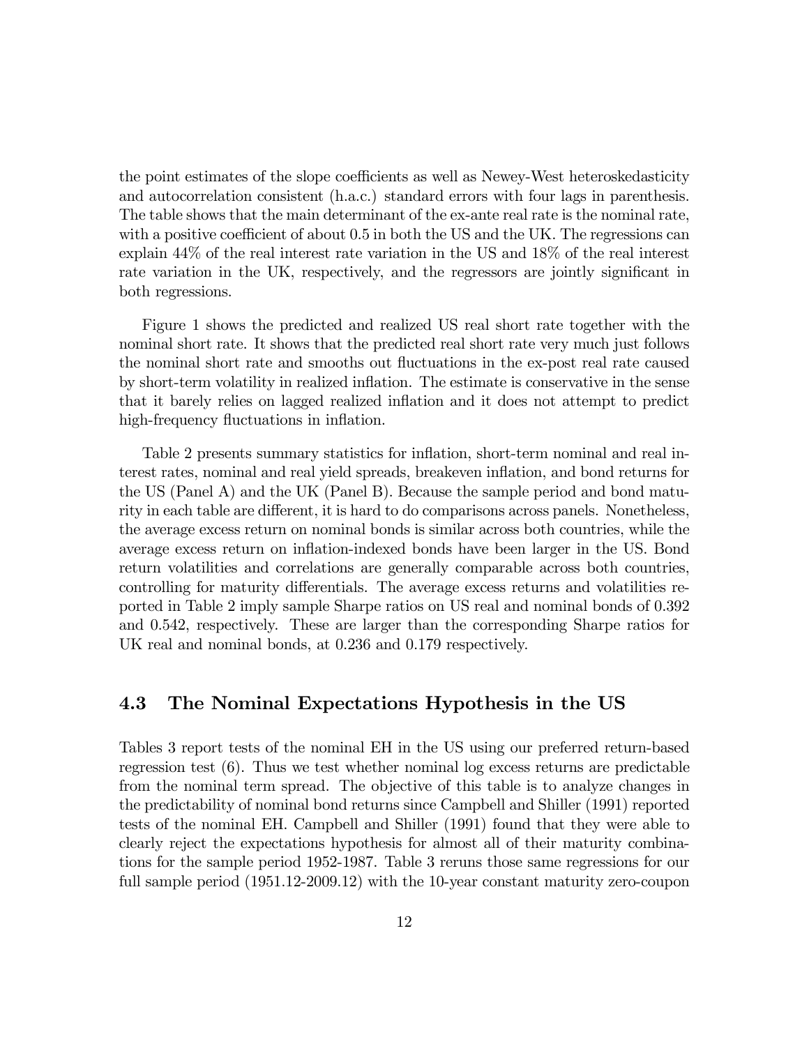the point estimates of the slope coefficients as well as Newey-West heteroskedasticity and autocorrelation consistent (h.a.c.) standard errors with four lags in parenthesis. The table shows that the main determinant of the ex-ante real rate is the nominal rate, with a positive coefficient of about 0.5 in both the US and the UK. The regressions can explain 44% of the real interest rate variation in the US and 18% of the real interest rate variation in the UK, respectively, and the regressors are jointly significant in both regressions.

Figure 1 shows the predicted and realized US real short rate together with the nominal short rate. It shows that the predicted real short rate very much just follows the nominal short rate and smooths out fluctuations in the ex-post real rate caused by short-term volatility in realized inflation. The estimate is conservative in the sense that it barely relies on lagged realized inflation and it does not attempt to predict high-frequency fluctuations in inflation.

Table 2 presents summary statistics for inflation, short-term nominal and real interest rates, nominal and real yield spreads, breakeven inflation, and bond returns for the US (Panel A) and the UK (Panel B). Because the sample period and bond maturity in each table are different, it is hard to do comparisons across panels. Nonetheless, the average excess return on nominal bonds is similar across both countries, while the average excess return on inflation-indexed bonds have been larger in the US. Bond return volatilities and correlations are generally comparable across both countries, controlling for maturity differentials. The average excess returns and volatilities reported in Table 2 imply sample Sharpe ratios on US real and nominal bonds of 0.392 and 0.542, respectively. These are larger than the corresponding Sharpe ratios for UK real and nominal bonds, at 0.236 and 0.179 respectively.

## 4.3 The Nominal Expectations Hypothesis in the US

Tables 3 report tests of the nominal EH in the US using our preferred return-based regression test (6). Thus we test whether nominal log excess returns are predictable from the nominal term spread. The objective of this table is to analyze changes in the predictability of nominal bond returns since Campbell and Shiller (1991) reported tests of the nominal EH. Campbell and Shiller (1991) found that they were able to clearly reject the expectations hypothesis for almost all of their maturity combinations for the sample period 1952-1987. Table 3 reruns those same regressions for our full sample period (1951.12-2009.12) with the 10-year constant maturity zero-coupon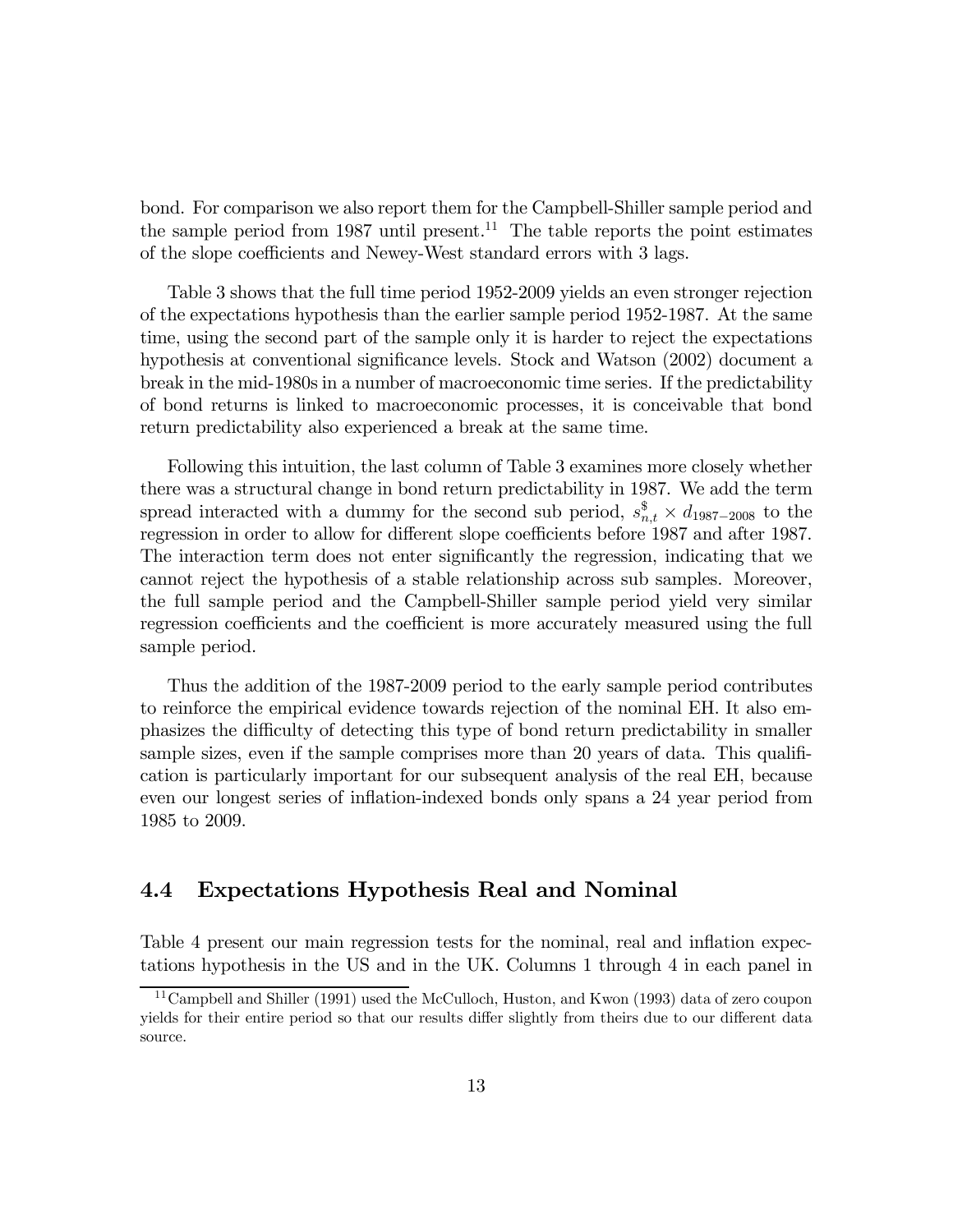bond. For comparison we also report them for the Campbell-Shiller sample period and the sample period from 1987 until present.[11] The table reports the point estimates of the slope coefficients and Newey-West standard errors with 3 lags.

Table 3 shows that the full time period 1952-2009 yields an even stronger rejection of the expectations hypothesis than the earlier sample period 1952-1987. At the same time, using the second part of the sample only it is harder to reject the expectations hypothesis at conventional significance levels. Stock and Watson (2002) document a break in the mid-1980s in a number of macroeconomic time series. If the predictability of bond returns is linked to macroeconomic processes, it is conceivable that bond return predictability also experienced a break at the same time.

Following this intuition, the last column of Table 3 examines more closely whether there was a structural change in bond return predictability in 1987. We add the term spread interacted with a dummy for the second sub period, $s^{\$}_{n,t} \times d_{1987-2008}$ to the regression in order to allow for different slope coefficients before 1987 and after 1987. The interaction term does not enter significantly the regression, indicating that we cannot reject the hypothesis of a stable relationship across sub samples. Moreover, the full sample period and the Campbell-Shiller sample period yield very similar regression coefficients and the coefficient is more accurately measured using the full sample period.

Thus the addition of the 1987-2009 period to the early sample period contributes to reinforce the empirical evidence towards rejection of the nominal EH. It also emphasizes the difficulty of detecting this type of bond return predictability in smaller sample sizes, even if the sample comprises more than 20 years of data. This qualification is particularly important for our subsequent analysis of the real EH, because even our longest series of inflation-indexed bonds only spans a 24 year period from 1985 to 2009.

## 4.4 Expectations Hypothesis Real and Nominal

Table 4 present our main regression tests for the nominal, real and inflation expectations hypothesis in the US and in the UK. Columns 1 through 4 in each panel in

[11] Campbell and Shiller (1991) used the McCulloch, Huston, and Kwon (1993) data of zero coupon yields for their entire period so that our results differ slightly from theirs due to our different data source.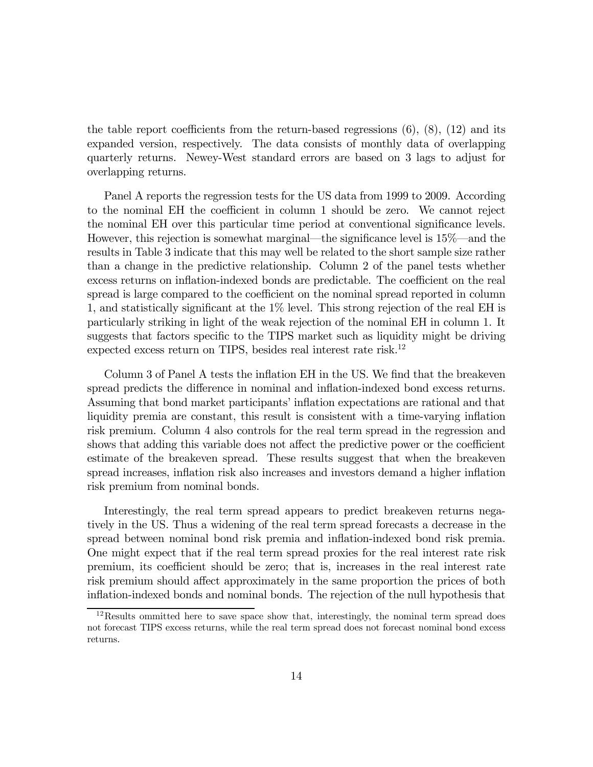the table report coefficients from the return-based regressions (6), (8), (12) and its expanded version, respectively. The data consists of monthly data of overlapping quarterly returns. Newey-West standard errors are based on 3 lags to adjust for overlapping returns.

Panel A reports the regression tests for the US data from 1999 to 2009. According to the nominal EH the coefficient in column 1 should be zero. We cannot reject the nominal EH over this particular time period at conventional significance levels. However, this rejection is somewhat marginal—the significance level is 15%—and the results in Table 3 indicate that this may well be related to the short sample size rather than a change in the predictive relationship. Column 2 of the panel tests whether excess returns on inflation-indexed bonds are predictable. The coefficient on the real spread is large compared to the coefficient on the nominal spread reported in column 1, and statistically significant at the 1% level. This strong rejection of the real EH is particularly striking in light of the weak rejection of the nominal EH in column 1. It suggests that factors specific to the TIPS market such as liquidity might be driving expected excess return on TIPS, besides real interest rate risk.[12]

Column 3 of Panel A tests the inflation EH in the US. We find that the breakeven spread predicts the difference in nominal and inflation-indexed bond excess returns. Assuming that bond market participants' inflation expectations are rational and that liquidity premia are constant, this result is consistent with a time-varying inflation risk premium. Column 4 also controls for the real term spread in the regression and shows that adding this variable does not affect the predictive power or the coefficient estimate of the breakeven spread. These results suggest that when the breakeven spread increases, inflation risk also increases and investors demand a higher inflation risk premium from nominal bonds.

Interestingly, the real term spread appears to predict breakeven returns negatively in the US. Thus a widening of the real term spread forecasts a decrease in the spread between nominal bond risk premia and inflation-indexed bond risk premia. One might expect that if the real term spread proxies for the real interest rate risk premium, its coefficient should be zero; that is, increases in the real interest rate risk premium should affect approximately in the same proportion the prices of both inflation-indexed bonds and nominal bonds. The rejection of the null hypothesis that

[12] Results ommitted here to save space show that, interestingly, the nominal term spread does not forecast TIPS excess returns, while the real term spread does not forecast nominal bond excess returns.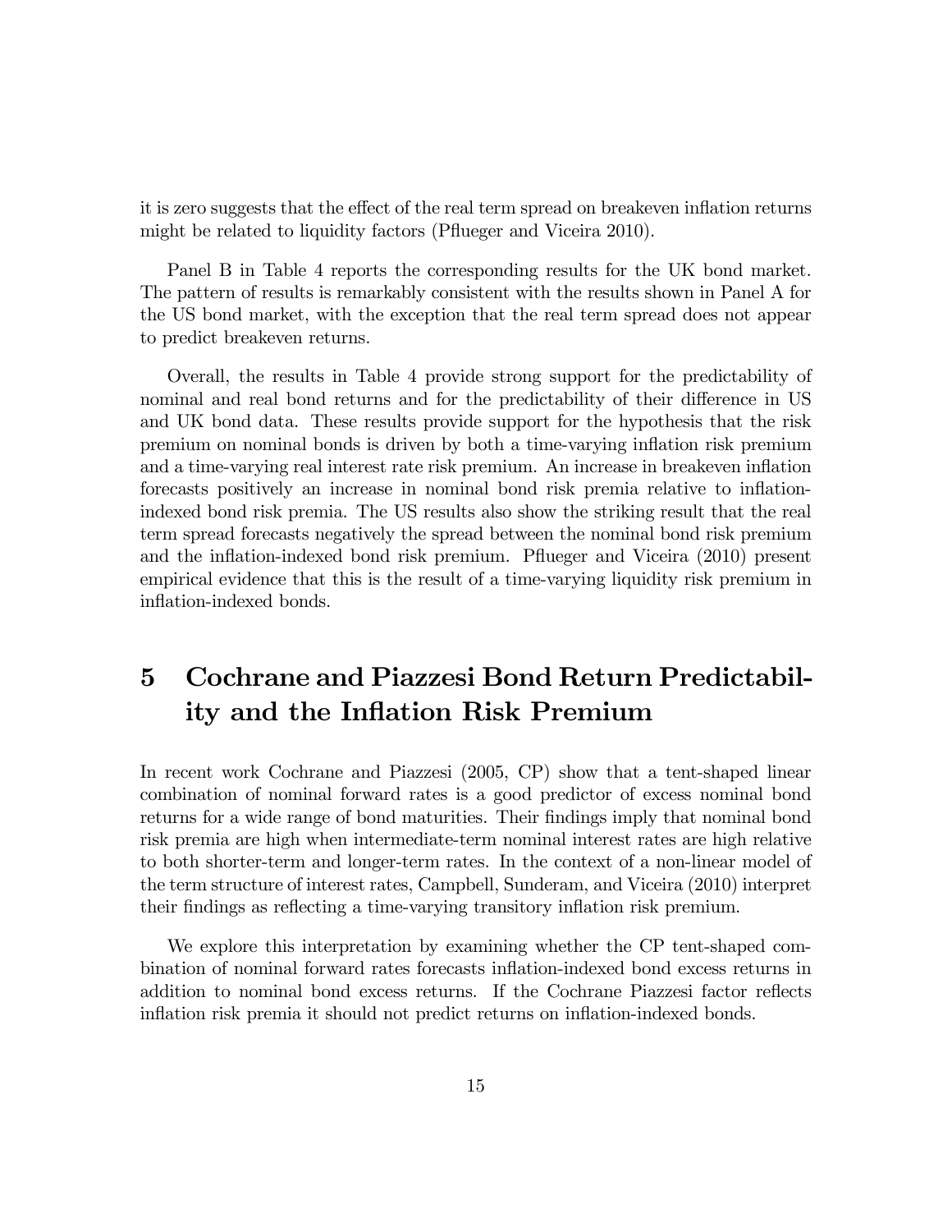it is zero suggests that the effect of the real term spread on breakeven inflation returns might be related to liquidity factors (Pflueger and Viceira 2010).

Panel B in Table 4 reports the corresponding results for the UK bond market. The pattern of results is remarkably consistent with the results shown in Panel A for the US bond market, with the exception that the real term spread does not appear to predict breakeven returns.

Overall, the results in Table 4 provide strong support for the predictability of nominal and real bond returns and for the predictability of their difference in US and UK bond data. These results provide support for the hypothesis that the risk premium on nominal bonds is driven by both a time-varying inflation risk premium and a time-varying real interest rate risk premium. An increase in breakeven inflation forecasts positively an increase in nominal bond risk premia relative to inflation-indexed bond risk premia. The US results also show the striking result that the real term spread forecasts negatively the spread between the nominal bond risk premium and the inflation-indexed bond risk premium. Pflueger and Viceira (2010) present empirical evidence that this is the result of a time-varying liquidity risk premium in inflation-indexed bonds.

# 5 Cochrane and Piazzesi Bond Return Predictability and the Inflation Risk Premium

In recent work Cochrane and Piazzesi (2005, CP) show that a tent-shaped linear combination of nominal forward rates is a good predictor of excess nominal bond returns for a wide range of bond maturities. Their findings imply that nominal bond risk premia are high when intermediate-term nominal interest rates are high relative to both shorter-term and longer-term rates. In the context of a non-linear model of the term structure of interest rates, Campbell, Sunderam, and Viceira (2010) interpret their findings as reflecting a time-varying transitory inflation risk premium.

We explore this interpretation by examining whether the CP tent-shaped combination of nominal forward rates forecasts inflation-indexed bond excess returns in addition to nominal bond excess returns. If the Cochrane Piazzesi factor reflects inflation risk premia it should not predict returns on inflation-indexed bonds.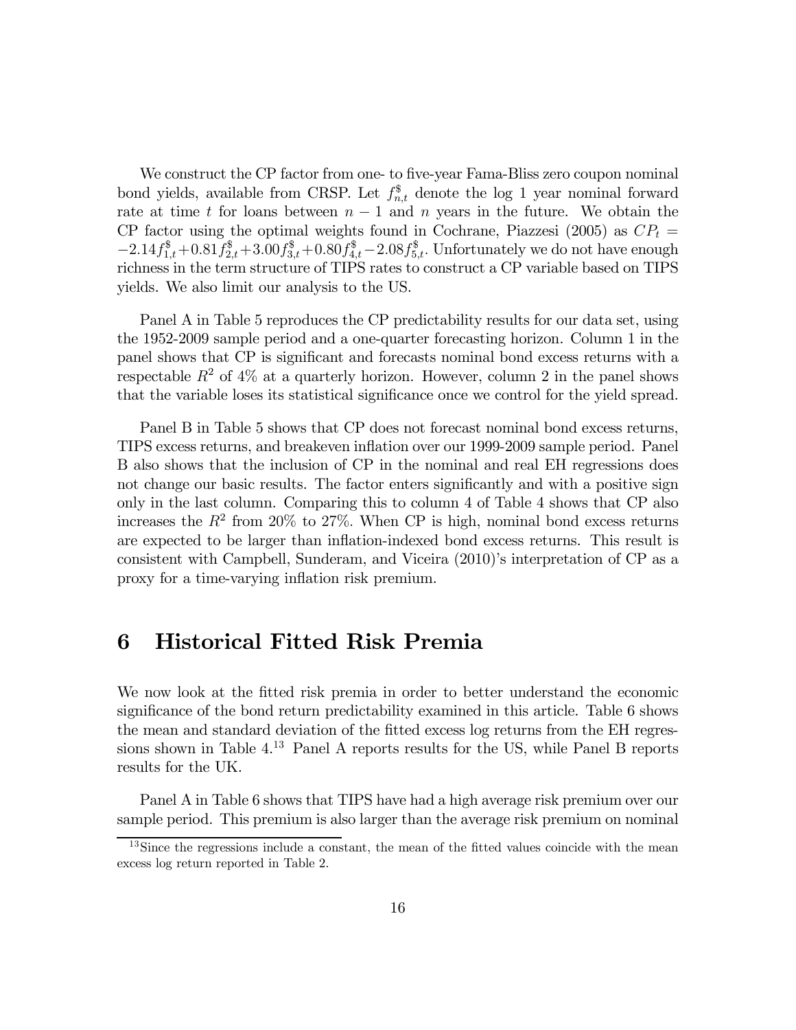We construct the CP factor from one- to five-year Fama-Bliss zero coupon nominal bond yields, available from CRSP. Let $f^{\$}_{n,t}$ denote the log 1 year nominal forward rate at time $t$ for loans between $n-1$ and $n$ years in the future. We obtain the CP factor using the optimal weights found in Cochrane, Piazzesi (2005) as $CP_t = -2.14 f^{\$}_{1,t} + 0.81 f^{\$}_{2,t} + 3.00 f^{\$}_{3,t} + 0.80 f^{\$}_{4,t} - 2.08 f^{\$}_{5,t}$. Unfortunately we do not have enough richness in the term structure of TIPS rates to construct a CP variable based on TIPS yields. We also limit our analysis to the US.

Panel A in Table 5 reproduces the CP predictability results for our data set, using the 1952-2009 sample period and a one-quarter forecasting horizon. Column 1 in the panel shows that CP is significant and forecasts nominal bond excess returns with a respectable $R^2$ of 4% at a quarterly horizon. However, column 2 in the panel shows that the variable loses its statistical significance once we control for the yield spread.

Panel B in Table 5 shows that CP does not forecast nominal bond excess returns, TIPS excess returns, and breakeven inflation over our 1999-2009 sample period. Panel B also shows that the inclusion of CP in the nominal and real EH regressions does not change our basic results. The factor enters significantly and with a positive sign only in the last column. Comparing this to column 4 of Table 4 shows that CP also increases the $R^2$ from 20% to 27%. When CP is high, nominal bond excess returns are expected to be larger than inflation-indexed bond excess returns. This result is consistent with Campbell, Sunderam, and Viceira (2010)'s interpretation of CP as a proxy for a time-varying inflation risk premium.

# 6 Historical Fitted Risk Premia

We now look at the fitted risk premia in order to better understand the economic significance of the bond return predictability examined in this article. Table 6 shows the mean and standard deviation of the fitted excess log returns from the EH regressions shown in Table 4.[13] Panel A reports results for the US, while Panel B reports results for the UK.

Panel A in Table 6 shows that TIPS have had a high average risk premium over our sample period. This premium is also larger than the average risk premium on nominal

[13] Since the regressions include a constant, the mean of the fitted values coincide with the mean excess log return reported in Table 2.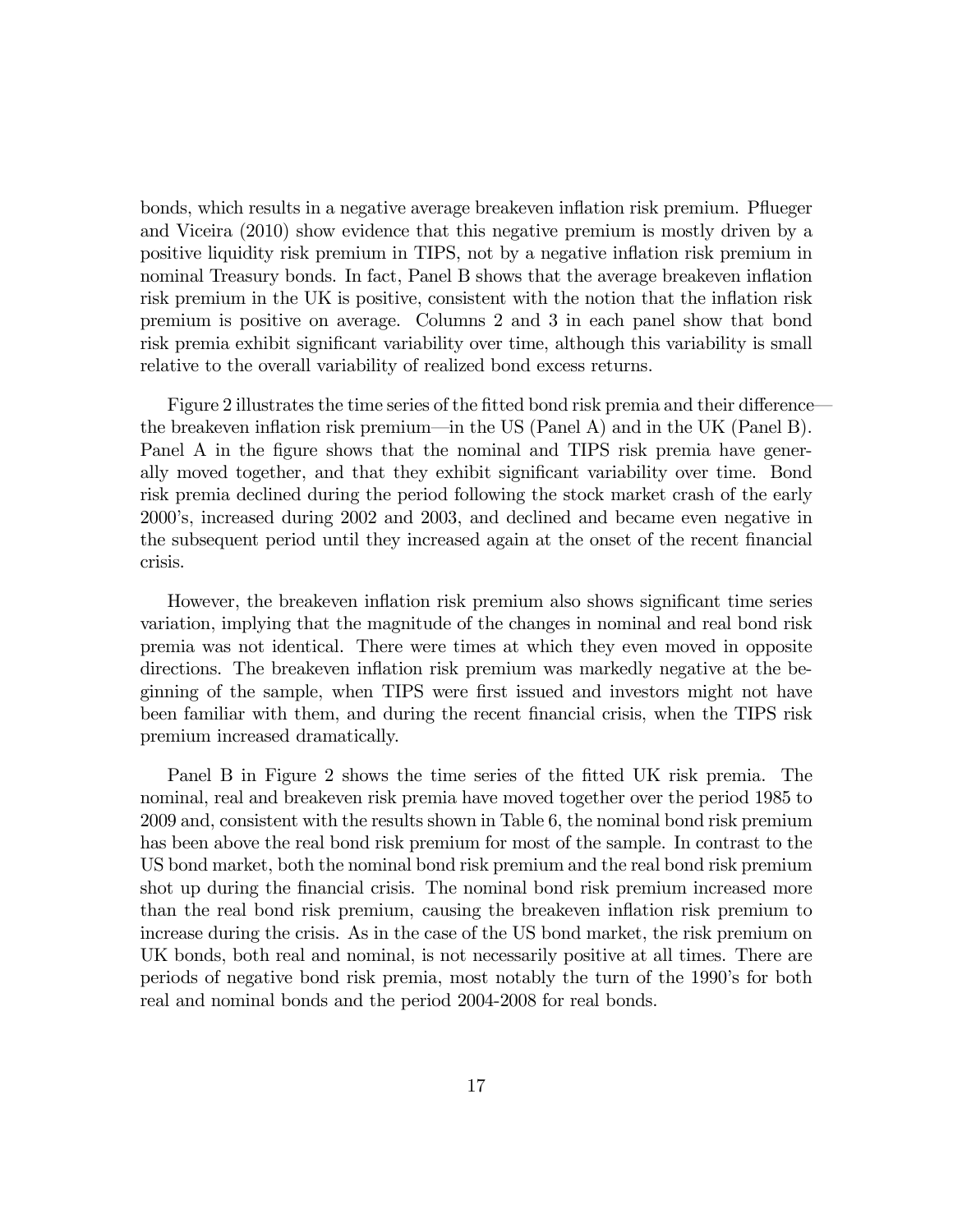bonds, which results in a negative average breakeven inflation risk premium. Pflueger and Viceira (2010) show evidence that this negative premium is mostly driven by a positive liquidity risk premium in TIPS, not by a negative inflation risk premium in nominal Treasury bonds. In fact, Panel B shows that the average breakeven inflation risk premium in the UK is positive, consistent with the notion that the inflation risk premium is positive on average. Columns 2 and 3 in each panel show that bond risk premia exhibit significant variability over time, although this variability is small relative to the overall variability of realized bond excess returns.

Figure 2 illustrates the time series of the fitted bond risk premia and their difference—the breakeven inflation risk premium—in the US (Panel A) and in the UK (Panel B). Panel A in the figure shows that the nominal and TIPS risk premia have generally moved together, and that they exhibit significant variability over time. Bond risk premia declined during the period following the stock market crash of the early 2000's, increased during 2002 and 2003, and declined and became even negative in the subsequent period until they increased again at the onset of the recent financial crisis.

However, the breakeven inflation risk premium also shows significant time series variation, implying that the magnitude of the changes in nominal and real bond risk premia was not identical. There were times at which they even moved in opposite directions. The breakeven inflation risk premium was markedly negative at the beginning of the sample, when TIPS were first issued and investors might not have been familiar with them, and during the recent financial crisis, when the TIPS risk premium increased dramatically.

Panel B in Figure 2 shows the time series of the fitted UK risk premia. The nominal, real and breakeven risk premia have moved together over the period 1985 to 2009 and, consistent with the results shown in Table 6, the nominal bond risk premium has been above the real bond risk premium for most of the sample. In contrast to the US bond market, both the nominal bond risk premium and the real bond risk premium shot up during the financial crisis. The nominal bond risk premium increased more than the real bond risk premium, causing the breakeven inflation risk premium to increase during the crisis. As in the case of the US bond market, the risk premium on UK bonds, both real and nominal, is not necessarily positive at all times. There are periods of negative bond risk premia, most notably the turn of the 1990's for both real and nominal bonds and the period 2004-2008 for real bonds.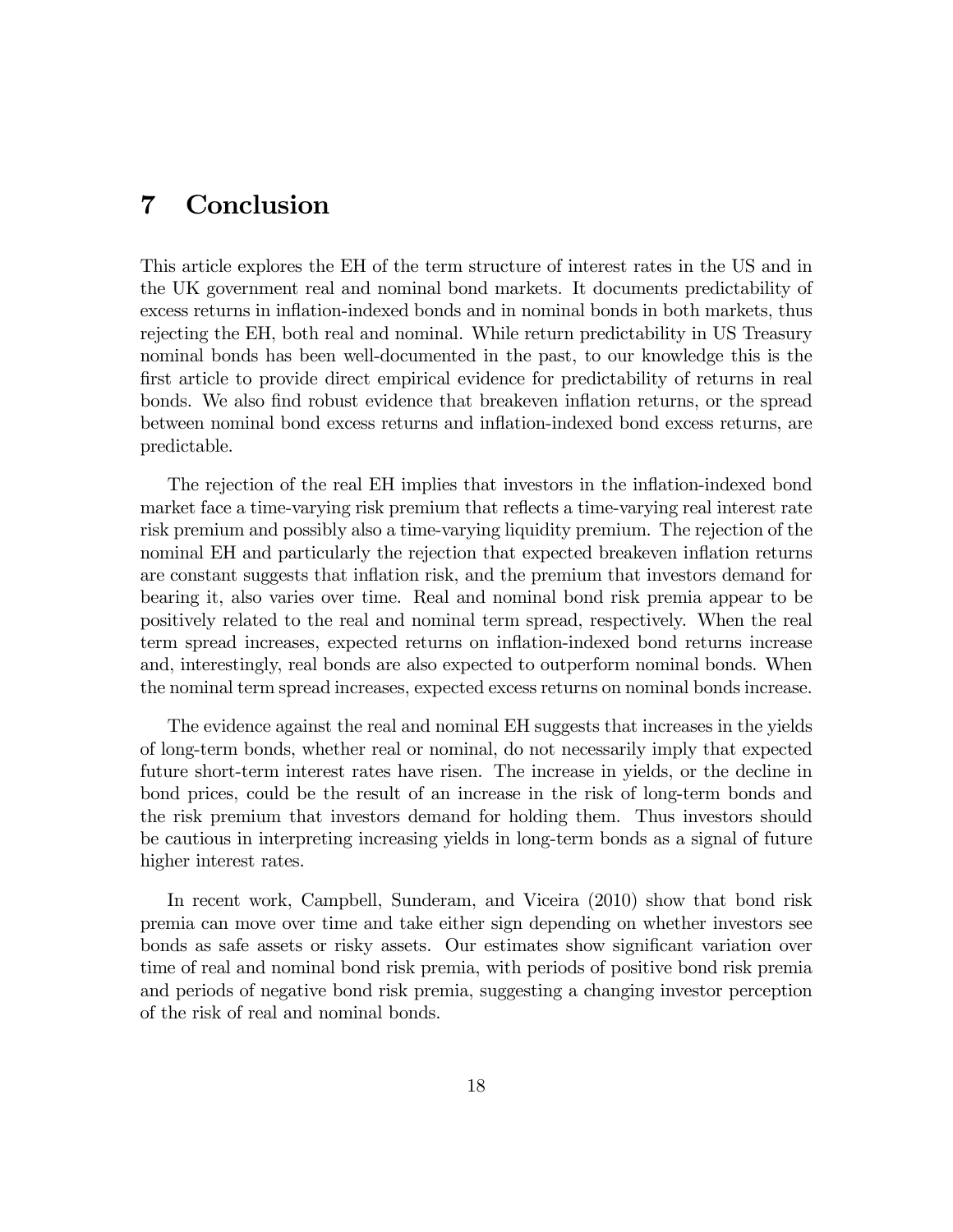## 7 Conclusion

This article explores the EH of the term structure of interest rates in the US and in the UK government real and nominal bond markets. It documents predictability of excess returns in inflation-indexed bonds and in nominal bonds in both markets, thus rejecting the EH, both real and nominal. While return predictability in US Treasury nominal bonds has been well-documented in the past, to our knowledge this is the first article to provide direct empirical evidence for predictability of returns in real bonds. We also find robust evidence that breakeven inflation returns, or the spread between nominal bond excess returns and inflation-indexed bond excess returns, are predictable.

The rejection of the real EH implies that investors in the inflation-indexed bond market face a time-varying risk premium that reflects a time-varying real interest rate risk premium and possibly also a time-varying liquidity premium. The rejection of the nominal EH and particularly the rejection that expected breakeven inflation returns are constant suggests that inflation risk, and the premium that investors demand for bearing it, also varies over time. Real and nominal bond risk premia appear to be positively related to the real and nominal term spread, respectively. When the real term spread increases, expected returns on inflation-indexed bond returns increase and, interestingly, real bonds are also expected to outperform nominal bonds. When the nominal term spread increases, expected excess returns on nominal bonds increase.

The evidence against the real and nominal EH suggests that increases in the yields of long-term bonds, whether real or nominal, do not necessarily imply that expected future short-term interest rates have risen. The increase in yields, or the decline in bond prices, could be the result of an increase in the risk of long-term bonds and the risk premium that investors demand for holding them. Thus investors should be cautious in interpreting increasing yields in long-term bonds as a signal of future higher interest rates.

In recent work, Campbell, Sunderam, and Viceira (2010) show that bond risk premia can move over time and take either sign depending on whether investors see bonds as safe assets or risky assets. Our estimates show significant variation over time of real and nominal bond risk premia, with periods of positive bond risk premia and periods of negative bond risk premia, suggesting a changing investor perception of the risk of real and nominal bonds.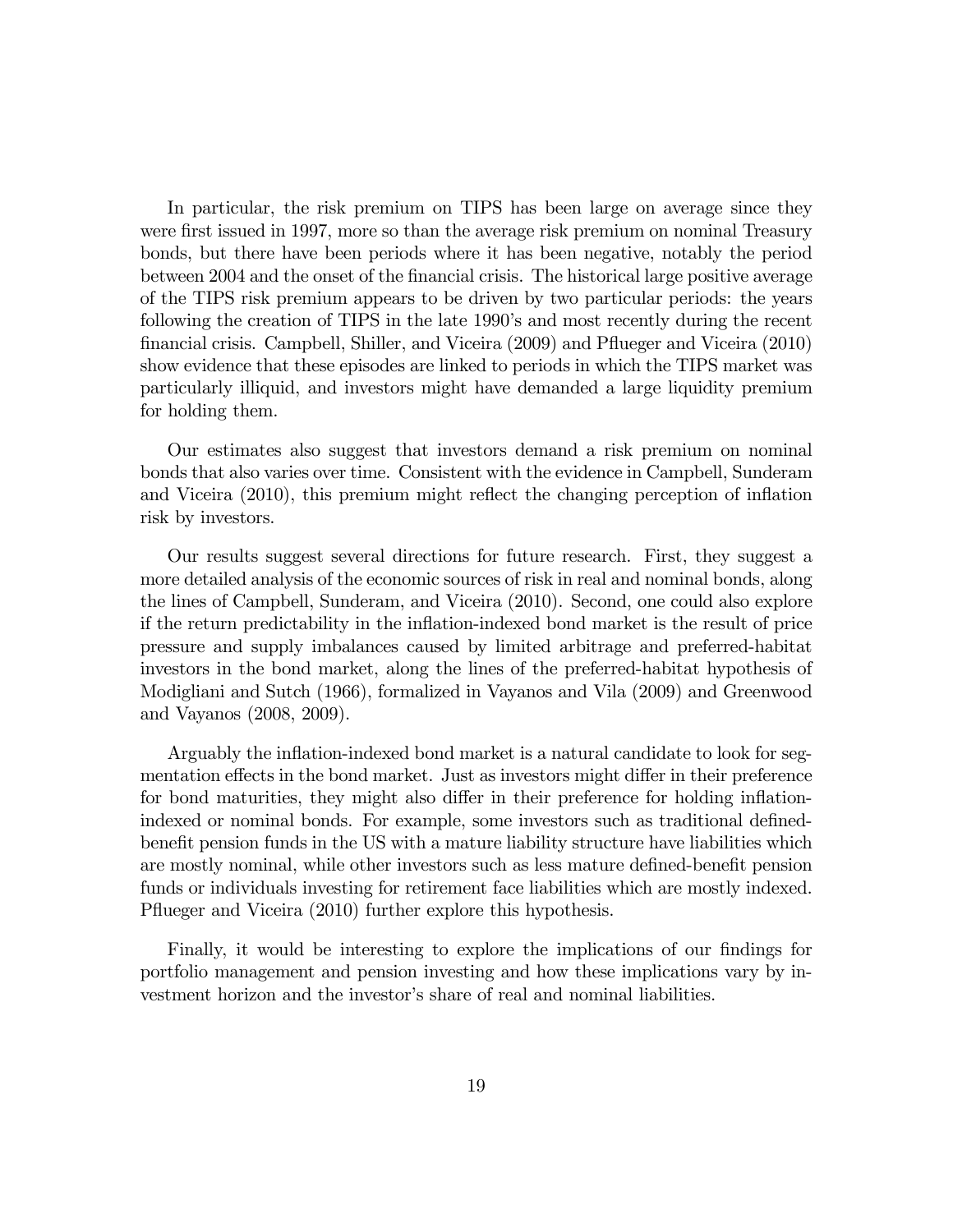In particular, the risk premium on TIPS has been large on average since they were first issued in 1997, more so than the average risk premium on nominal Treasury bonds, but there have been periods where it has been negative, notably the period between 2004 and the onset of the financial crisis. The historical large positive average of the TIPS risk premium appears to be driven by two particular periods: the years following the creation of TIPS in the late 1990's and most recently during the recent financial crisis. Campbell, Shiller, and Viceira (2009) and Pflueger and Viceira (2010) show evidence that these episodes are linked to periods in which the TIPS market was particularly illiquid, and investors might have demanded a large liquidity premium for holding them.

Our estimates also suggest that investors demand a risk premium on nominal bonds that also varies over time. Consistent with the evidence in Campbell, Sunderam and Viceira (2010), this premium might reflect the changing perception of inflation risk by investors.

Our results suggest several directions for future research. First, they suggest a more detailed analysis of the economic sources of risk in real and nominal bonds, along the lines of Campbell, Sunderam, and Viceira (2010). Second, one could also explore if the return predictability in the inflation-indexed bond market is the result of price pressure and supply imbalances caused by limited arbitrage and preferred-habitat investors in the bond market, along the lines of the preferred-habitat hypothesis of Modigliani and Sutch (1966), formalized in Vayanos and Vila (2009) and Greenwood and Vayanos (2008, 2009).

Arguably the inflation-indexed bond market is a natural candidate to look for segmentation effects in the bond market. Just as investors might differ in their preference for bond maturities, they might also differ in their preference for holding inflation-indexed or nominal bonds. For example, some investors such as traditional defined-benefit pension funds in the US with a mature liability structure have liabilities which are mostly nominal, while other investors such as less mature defined-benefit pension funds or individuals investing for retirement face liabilities which are mostly indexed. Pflueger and Viceira (2010) further explore this hypothesis.

Finally, it would be interesting to explore the implications of our findings for portfolio management and pension investing and how these implications vary by investment horizon and the investor's share of real and nominal liabilities.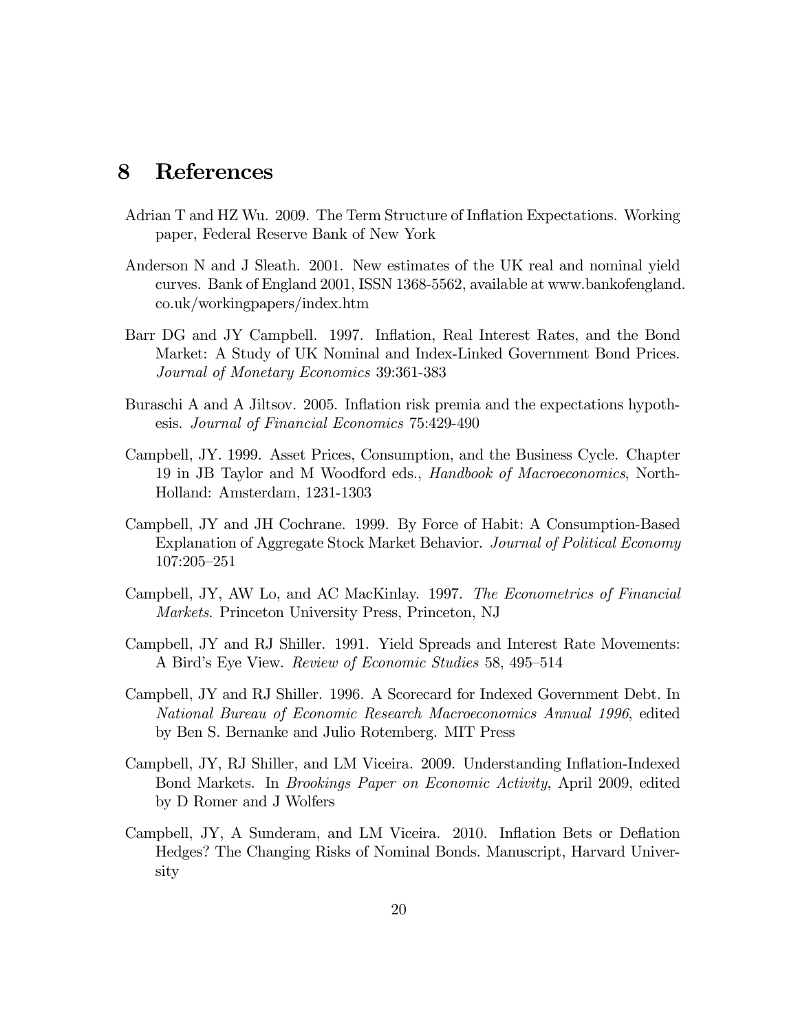## 8 References

Adrian T and HZ Wu. 2009. The Term Structure of Inflation Expectations. Working paper, Federal Reserve Bank of New York

Anderson N and J Sleath. 2001. New estimates of the UK real and nominal yield curves. Bank of England 2001, ISSN 1368-5562, available at www.bankofengland.co.uk/workingpapers/index.htm

Barr DG and JY Campbell. 1997. Inflation, Real Interest Rates, and the Bond Market: A Study of UK Nominal and Index-Linked Government Bond Prices. *Journal of Monetary Economics* 39:361-383

Buraschi A and A Jiltsov. 2005. Inflation risk premia and the expectations hypothesis. *Journal of Financial Economics* 75:429-490

Campbell, JY. 1999. Asset Prices, Consumption, and the Business Cycle. Chapter 19 in JB Taylor and M Woodford eds., *Handbook of Macroeconomics*, North-Holland: Amsterdam, 1231-1303

Campbell, JY and JH Cochrane. 1999. By Force of Habit: A Consumption-Based Explanation of Aggregate Stock Market Behavior. *Journal of Political Economy* 107:205–251

Campbell, JY, AW Lo, and AC MacKinlay. 1997. *The Econometrics of Financial Markets*. Princeton University Press, Princeton, NJ

Campbell, JY and RJ Shiller. 1991. Yield Spreads and Interest Rate Movements: A Bird's Eye View. *Review of Economic Studies* 58, 495–514

Campbell, JY and RJ Shiller. 1996. A Scorecard for Indexed Government Debt. In *National Bureau of Economic Research Macroeconomics Annual 1996*, edited by Ben S. Bernanke and Julio Rotemberg. MIT Press

Campbell, JY, RJ Shiller, and LM Viceira. 2009. Understanding Inflation-Indexed Bond Markets. In *Brookings Paper on Economic Activity*, April 2009, edited by D Romer and J Wolfers

Campbell, JY, A Sunderam, and LM Viceira. 2010. Inflation Bets or Deflation Hedges? The Changing Risks of Nominal Bonds. Manuscript, Harvard University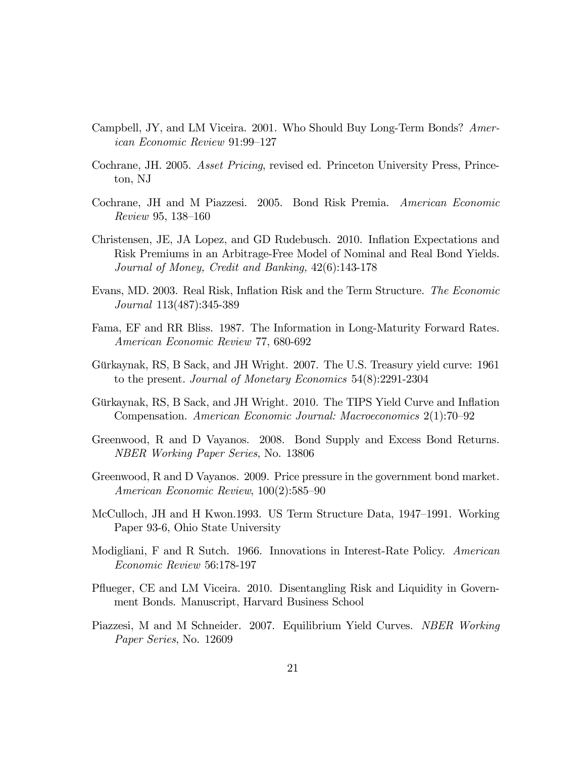Campbell, JY, and LM Viceira. 2001. Who Should Buy Long-Term Bonds? *American Economic Review* 91:99–127

Cochrane, JH. 2005. *Asset Pricing*, revised ed. Princeton University Press, Princeton, NJ

Cochrane, JH and M Piazzesi. 2005. Bond Risk Premia. *American Economic Review* 95, 138–160

Christensen, JE, JA Lopez, and GD Rudebusch. 2010. Inflation Expectations and Risk Premiums in an Arbitrage-Free Model of Nominal and Real Bond Yields. *Journal of Money, Credit and Banking,* 42(6):143-178

Evans, MD. 2003. Real Risk, Inflation Risk and the Term Structure. *The Economic Journal* 113(487):345-389

Fama, EF and RR Bliss. 1987. The Information in Long-Maturity Forward Rates. *American Economic Review* 77, 680-692

Gürkaynak, RS, B Sack, and JH Wright. 2007. The U.S. Treasury yield curve: 1961 to the present. *Journal of Monetary Economics* 54(8):2291-2304

Gürkaynak, RS, B Sack, and JH Wright. 2010. The TIPS Yield Curve and Inflation Compensation. *American Economic Journal: Macroeconomics* 2(1):70–92

Greenwood, R and D Vayanos. 2008. Bond Supply and Excess Bond Returns. *NBER Working Paper Series*, No. 13806

Greenwood, R and D Vayanos. 2009. Price pressure in the government bond market. *American Economic Review*, 100(2):585–90

McCulloch, JH and H Kwon.1993. US Term Structure Data, 1947–1991. Working Paper 93-6, Ohio State University

Modigliani, F and R Sutch. 1966. Innovations in Interest-Rate Policy. *American Economic Review* 56:178-197

Pflueger, CE and LM Viceira. 2010. Disentangling Risk and Liquidity in Government Bonds. Manuscript, Harvard Business School

Piazzesi, M and M Schneider. 2007. Equilibrium Yield Curves. *NBER Working Paper Series*, No. 12609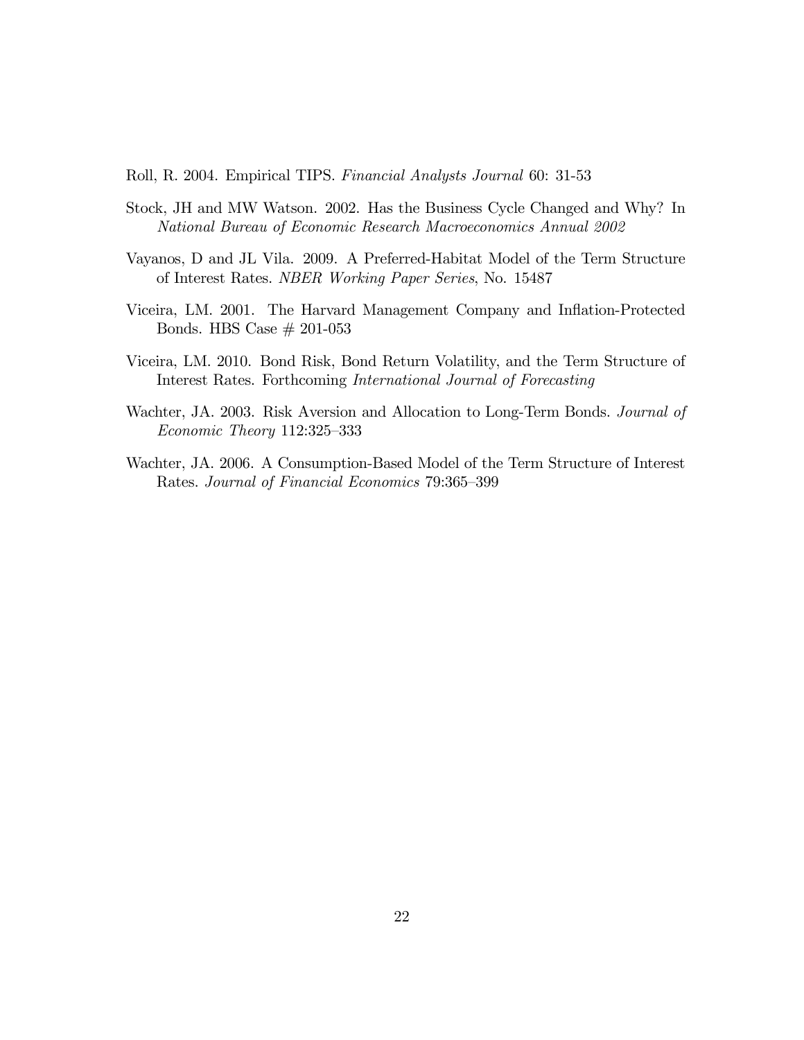Roll, R. 2004. Empirical TIPS. *Financial Analysts Journal* 60: 31-53

Stock, JH and MW Watson. 2002. Has the Business Cycle Changed and Why? In *National Bureau of Economic Research Macroeconomics Annual 2002*

Vayanos, D and JL Vila. 2009. A Preferred-Habitat Model of the Term Structure of Interest Rates. *NBER Working Paper Series*, No. 15487

Viceira, LM. 2001. The Harvard Management Company and Inflation-Protected Bonds. HBS Case # 201-053

Viceira, LM. 2010. Bond Risk, Bond Return Volatility, and the Term Structure of Interest Rates. Forthcoming *International Journal of Forecasting*

Wachter, JA. 2003. Risk Aversion and Allocation to Long-Term Bonds. *Journal of Economic Theory* 112:325–333

Wachter, JA. 2006. A Consumption-Based Model of the Term Structure of Interest Rates. *Journal of Financial Economics* 79:365–399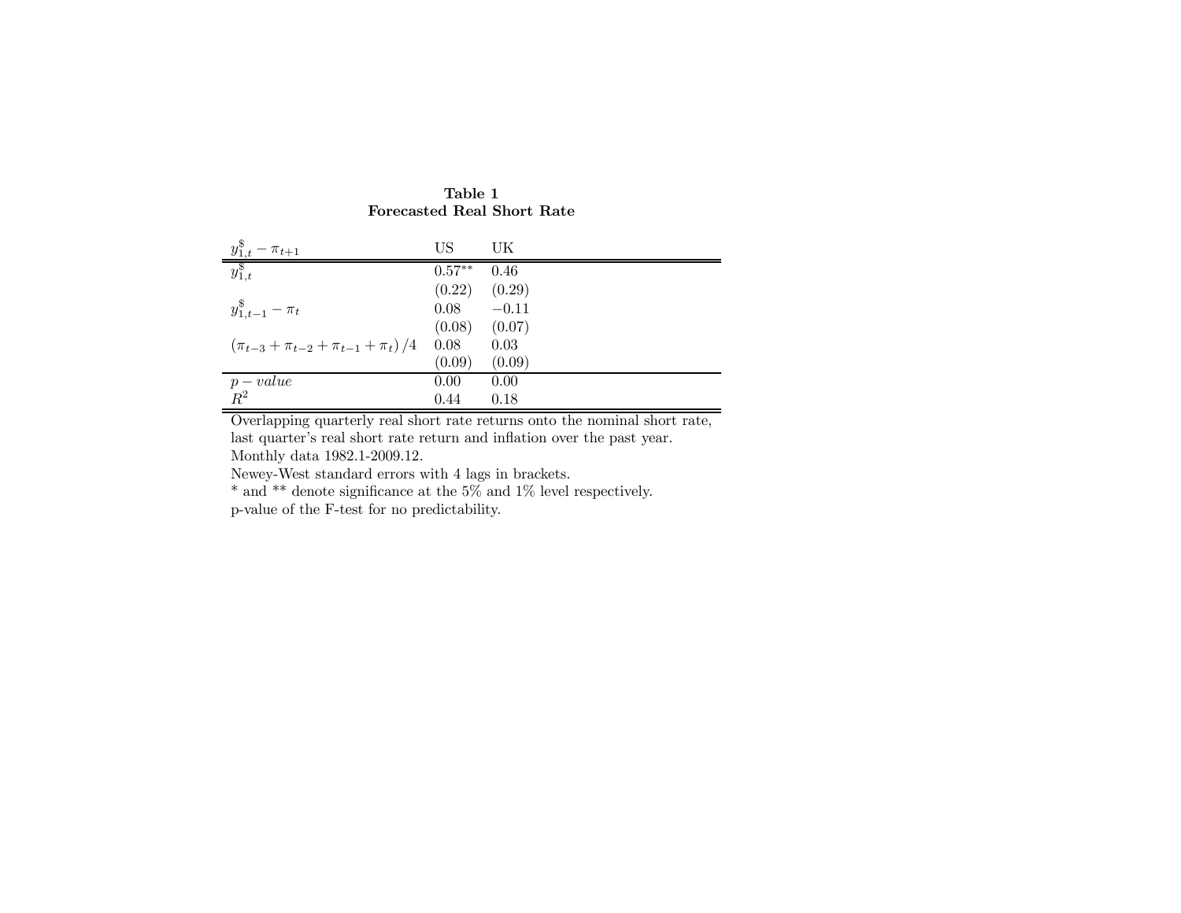**Table 1**
**Forecasted Real Short Rate**

| $y^{\$}_{1,t} - \pi_{t+1}$ | US | UK |
|---|---|---|
| $y^{\$}_{1,t}$ | $0.57^{**}$ | 0.46 |
| | (0.22) | (0.29) |
| $y^{\$}_{1,t-1} - \pi_t$ | 0.08 | $-0.11$ |
| | (0.08) | (0.07) |
| $(\pi_{t-3} + \pi_{t-2} + \pi_{t-1} + \pi_t)/4$ | 0.08 | 0.03 |
| | (0.09) | (0.09) |
| $p - value$ | 0.00 | 0.00 |
| $R^2$ | 0.44 | 0.18 |

Overlapping quarterly real short rate returns onto the nominal short rate, last quarter's real short rate return and inflation over the past year.
Monthly data 1982.1-2009.12.
Newey-West standard errors with 4 lags in brackets.
* and ** denote significance at the 5% and 1% level respectively.
p-value of the F-test for no predictability.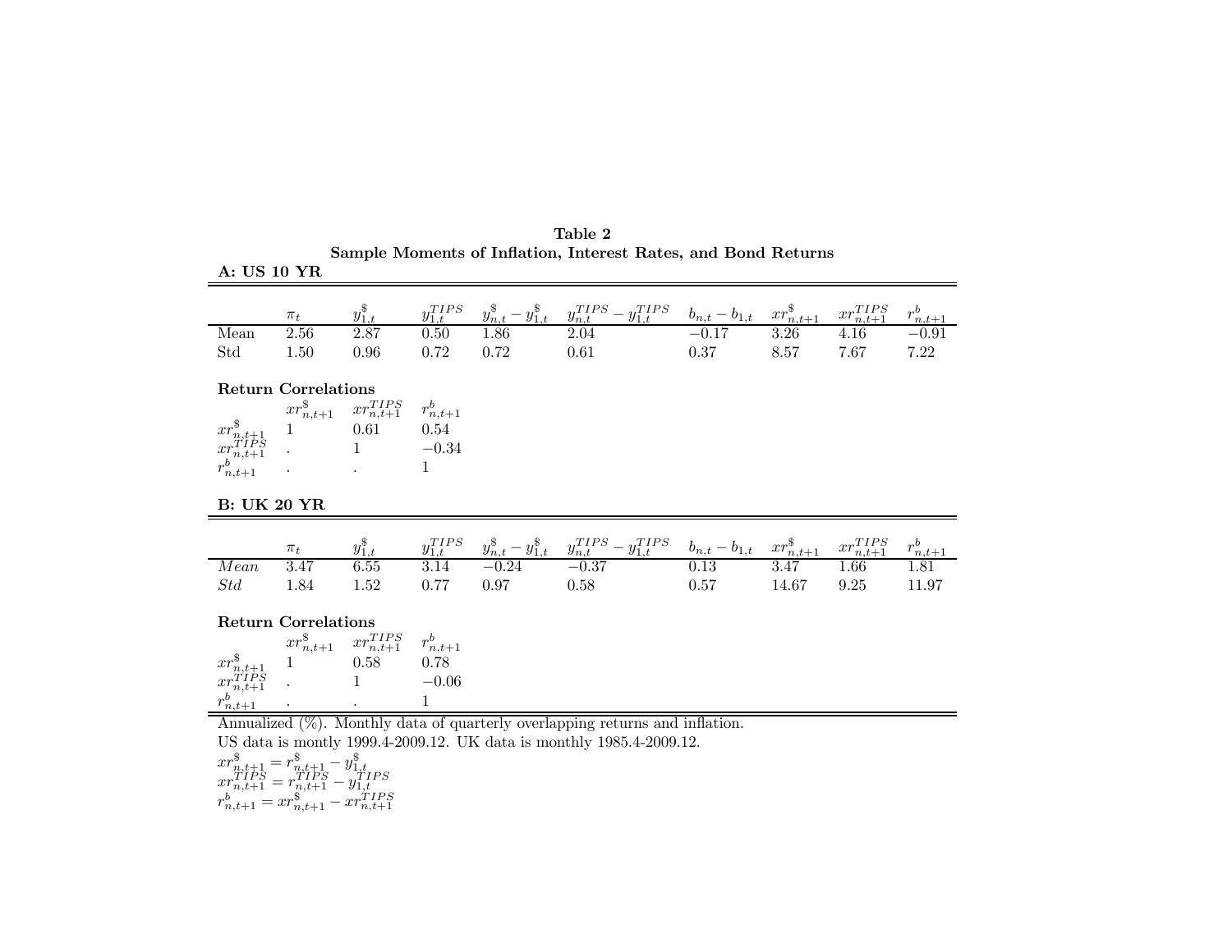**Table 2**

**Sample Moments of Inflation, Interest Rates, and Bond Returns**

**A: US 10 YR**

| | $\pi_t$ | $y^{\$}_{1,t}$ | $y^{TIPS}_{1,t}$ | $y^{\$}_{n,t} - y^{\$}_{1,t}$ | $y^{TIPS}_{n,t} - y^{TIPS}_{1,t}$ | $b_{n,t} - b_{1,t}$ | $xr^{\$}_{n,t+1}$ | $xr^{TIPS}_{n,t+1}$ | $r^{b}_{n,t+1}$ |
|---|---|---|---|---|---|---|---|---|---|
| Mean | 2.56 | 2.87 | 0.50 | 1.86 | 2.04 | −0.17 | 3.26 | 4.16 | −0.91 |
| Std | 1.50 | 0.96 | 0.72 | 0.72 | 0.61 | 0.37 | 8.57 | 7.67 | 7.22 |

**Return Correlations**

| | $xr^{\$}_{n,t+1}$ | $xr^{TIPS}_{n,t+1}$ | $r^{b}_{n,t+1}$ |
|---|---|---|---|
| $xr^{\$}_{n,t+1}$ | 1 | 0.61 | 0.54 |
| $xr^{TIPS}_{n,t+1}$ | . | 1 | −0.34 |
| $r^{b}_{n,t+1}$ | . | . | 1 |

**B: UK 20 YR**

| | $\pi_t$ | $y^{\$}_{1,t}$ | $y^{TIPS}_{1,t}$ | $y^{\$}_{n,t} - y^{\$}_{1,t}$ | $y^{TIPS}_{n,t} - y^{TIPS}_{1,t}$ | $b_{n,t} - b_{1,t}$ | $xr^{\$}_{n,t+1}$ | $xr^{TIPS}_{n,t+1}$ | $r^{b}_{n,t+1}$ |
|---|---|---|---|---|---|---|---|---|---|
| *Mean* | 3.47 | 6.55 | 3.14 | −0.24 | −0.37 | 0.13 | 3.47 | 1.66 | 1.81 |
| *Std* | 1.84 | 1.52 | 0.77 | 0.97 | 0.58 | 0.57 | 14.67 | 9.25 | 11.97 |

**Return Correlations**

| | $xr^{\$}_{n,t+1}$ | $xr^{TIPS}_{n,t+1}$ | $r^{b}_{n,t+1}$ |
|---|---|---|---|
| $xr^{\$}_{n,t+1}$ | 1 | 0.58 | 0.78 |
| $xr^{TIPS}_{n,t+1}$ | . | 1 | −0.06 |
| $r^{b}_{n,t+1}$ | . | . | 1 |

Annualized (%). Monthly data of quarterly overlapping returns and inflation.

US data is montly 1999.4-2009.12. UK data is monthly 1985.4-2009.12.

$xr^{\$}_{n,t+1} = r^{\$}_{n,t+1} - y^{\$}_{1,t}$

$xr^{TIPS}_{n,t+1} = r^{TIPS}_{n,t+1} - y^{TIPS}_{1,t}$

$r^{b}_{n,t+1} = xr^{\$}_{n,t+1} - xr^{TIPS}_{n,t+1}$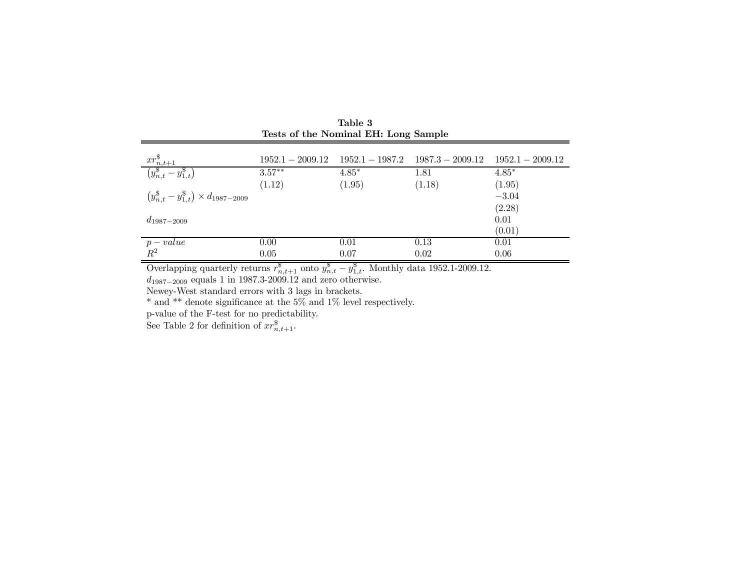**Table 3**
**Tests of the Nominal EH: Long Sample**

| $xr^{\$}_{n,t+1}$ | $1952.1-2009.12$ | $1952.1-1987.2$ | $1987.3-2009.12$ | $1952.1-2009.12$ |
|---|---|---|---|---|
| $\left(y^{\$}_{n,t}-y^{\$}_{1,t}\right)$ | $3.57^{**}$ | $4.85^{*}$ | 1.81 | $4.85^{*}$ |
| | (1.12) | (1.95) | (1.18) | (1.95) |
| $\left(y^{\$}_{n,t}-y^{\$}_{1,t}\right)\times d_{1987-2009}$ | | | | $-3.04$ |
| | | | | (2.28) |
| $d_{1987-2009}$ | | | | 0.01 |
| | | | | (0.01) |
| $p-value$ | 0.00 | 0.01 | 0.13 | 0.01 |
| $R^2$ | 0.05 | 0.07 | 0.02 | 0.06 |

Overlapping quarterly returns $r^{\$}_{n,t+1}$ onto $y^{\$}_{n,t}-y^{\$}_{1,t}$. Monthly data 1952.1-2009.12.
$d_{1987-2009}$ equals 1 in 1987.3-2009.12 and zero otherwise.
Newey-West standard errors with 3 lags in brackets.
\* and \*\* denote significance at the 5% and 1% level respectively.
p-value of the F-test for no predictability.
See Table 2 for definition of $xr^{\$}_{n,t+1}$.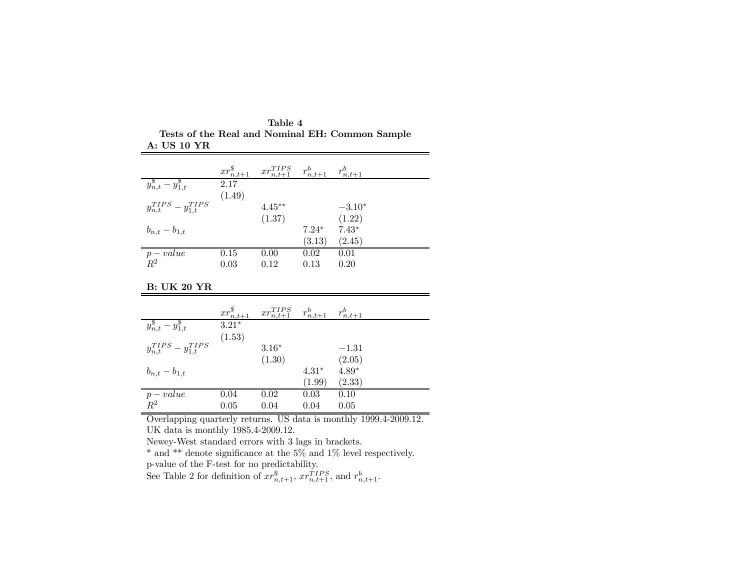**Table 4**

**Tests of the Real and Nominal EH: Common Sample**

**A: US 10 YR**

| | $xr^{\$}_{n,t+1}$ | $xr^{TIPS}_{n,t+1}$ | $r^{b}_{n,t+1}$ | $r^{b}_{n,t+1}$ |
|---|---|---|---|---|
| $y^{\$}_{n,t} - y^{\$}_{1,t}$ | 2.17 | | | |
| | (1.49) | | | |
| $y^{TIPS}_{n,t} - y^{TIPS}_{1,t}$ | | $4.45^{**}$ | | $-3.10^{*}$ |
| | | (1.37) | | (1.22) |
| $b_{n,t} - b_{1,t}$ | | | $7.24^{*}$ | $7.43^{*}$ |
| | | | (3.13) | (2.45) |
| $p-value$ | 0.15 | 0.00 | 0.02 | 0.01 |
| $R^2$ | 0.03 | 0.12 | 0.13 | 0.20 |

**B: UK 20 YR**

| | $xr^{\$}_{n,t+1}$ | $xr^{TIPS}_{n,t+1}$ | $r^{b}_{n,t+1}$ | $r^{b}_{n,t+1}$ |
|---|---|---|---|---|
| $y^{\$}_{n,t} - y^{\$}_{1,t}$ | $3.21^{*}$ | | | |
| | (1.53) | | | |
| $y^{TIPS}_{n,t} - y^{TIPS}_{1,t}$ | | $3.16^{*}$ | | $-1.31$ |
| | | (1.30) | | (2.05) |
| $b_{n,t} - b_{1,t}$ | | | $4.31^{*}$ | $4.89^{*}$ |
| | | | (1.99) | (2.33) |
| $p-value$ | 0.04 | 0.02 | 0.03 | 0.10 |
| $R^2$ | 0.05 | 0.04 | 0.04 | 0.05 |

Overlapping quarterly returns. US data is monthly 1999.4-2009.12.
UK data is monthly 1985.4-2009.12.
Newey-West standard errors with 3 lags in brackets.
\* and \*\* denote significance at the 5% and 1% level respectively.
p-value of the F-test for no predictability.
See Table 2 for definition of $xr^{\$}_{n,t+1}$, $xr^{TIPS}_{n,t+1}$, and $r^{b}_{n,t+1}$.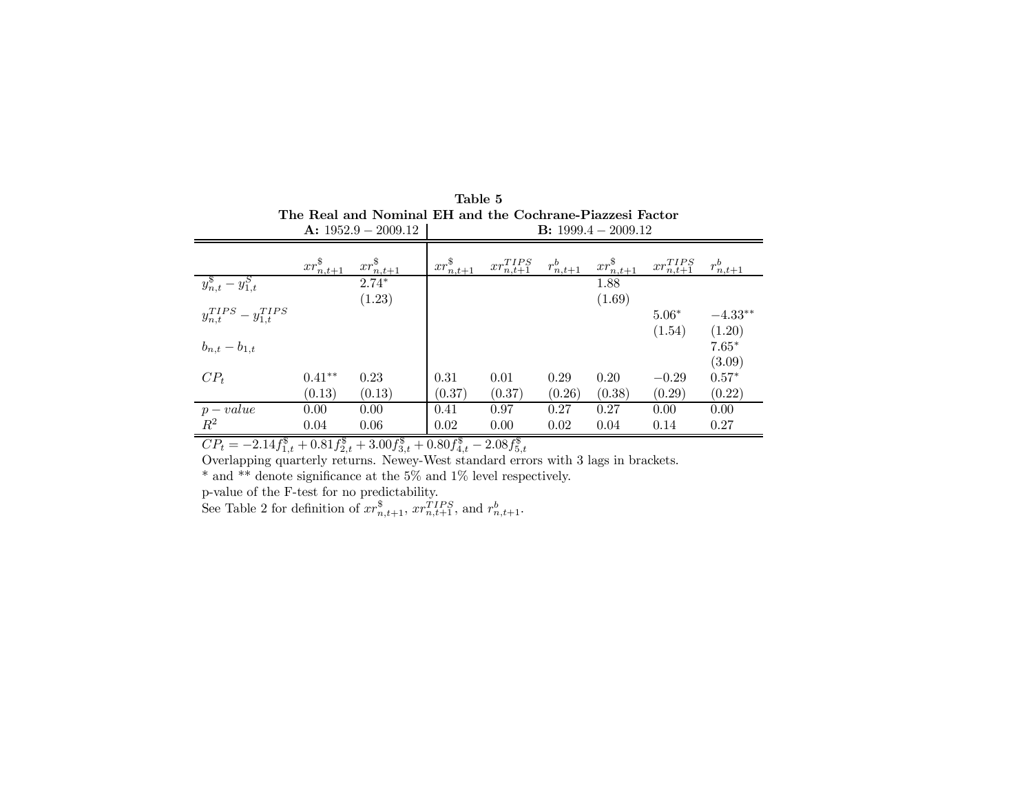**Table 5**

**The Real and Nominal EH and the Cochrane-Piazzesi Factor**

| | **A:** 1952.9 − 2009.12 | | **B:** 1999.4 − 2009.12 | | | | | |
|---|---|---|---|---|---|---|---|---|
| | $xr^{\$}_{n,t+1}$ | $xr^{\$}_{n,t+1}$ | $xr^{\$}_{n,t+1}$ | $xr^{TIPS}_{n,t+1}$ | $r^{b}_{n,t+1}$ | $xr^{\$}_{n,t+1}$ | $xr^{TIPS}_{n,t+1}$ | $r^{b}_{n,t+1}$ |
| $y^{\$}_{n,t} - y^{\$}_{1,t}$ | | $2.74^{*}$ | | | | 1.88 | | |
| | | (1.23) | | | | (1.69) | | |
| $y^{TIPS}_{n,t} - y^{TIPS}_{1,t}$ | | | | | | | $5.06^{*}$ | $-4.33^{**}$ |
| | | | | | | | (1.54) | (1.20) |
| $b_{n,t} - b_{1,t}$ | | | | | | | | $7.65^{*}$ |
| | | | | | | | | (3.09) |
| $CP_t$ | $0.41^{**}$ | 0.23 | 0.31 | 0.01 | 0.29 | 0.20 | $-0.29$ | $0.57^{*}$ |
| | (0.13) | (0.13) | (0.37) | (0.37) | (0.26) | (0.38) | (0.29) | (0.22) |
| $p-value$ | 0.00 | 0.00 | 0.41 | 0.97 | 0.27 | 0.27 | 0.00 | 0.00 |
| $R^2$ | 0.04 | 0.06 | 0.02 | 0.00 | 0.02 | 0.04 | 0.14 | 0.27 |

$CP_t = -2.14f^{\$}_{1,t} + 0.81f^{\$}_{2,t} + 3.00f^{\$}_{3,t} + 0.80f^{\$}_{4,t} - 2.08f^{\$}_{5,t}$

Overlapping quarterly returns. Newey-West standard errors with 3 lags in brackets.

* and ** denote significance at the 5% and 1% level respectively.

p-value of the F-test for no predictability.

See Table 2 for definition of $xr^{\$}_{n,t+1}$, $xr^{TIPS}_{n,t+1}$, and $r^{b}_{n,t+1}$.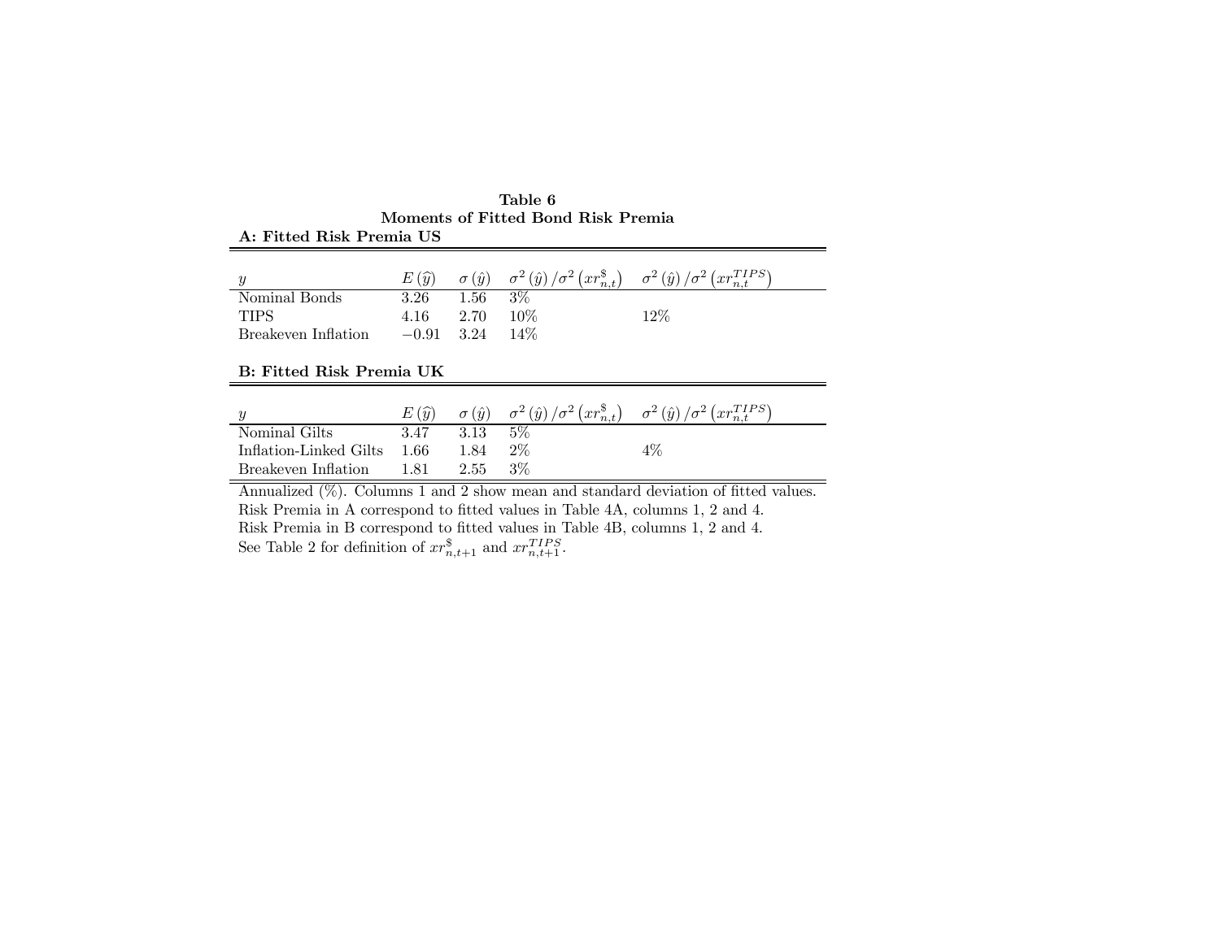**Table 6**
**Moments of Fitted Bond Risk Premia**

**A: Fitted Risk Premia US**

| $y$ | $E(\widehat{y})$ | $\sigma(\hat{y})$ | $\sigma^2(\hat{y})/\sigma^2(xr^{\$}_{n,t})$ | $\sigma^2(\hat{y})/\sigma^2(xr^{TIPS}_{n,t})$ |
|---|---|---|---|---|
| Nominal Bonds | 3.26 | 1.56 | 3% | |
| TIPS | 4.16 | 2.70 | 10% | 12% |
| Breakeven Inflation | $-0.91$ | 3.24 | 14% | |

**B: Fitted Risk Premia UK**

| $y$ | $E(\widehat{y})$ | $\sigma(\hat{y})$ | $\sigma^2(\hat{y})/\sigma^2(xr^{\$}_{n,t})$ | $\sigma^2(\hat{y})/\sigma^2(xr^{TIPS}_{n,t})$ |
|---|---|---|---|---|
| Nominal Gilts | 3.47 | 3.13 | 5% | |
| Inflation-Linked Gilts | 1.66 | 1.84 | 2% | 4% |
| Breakeven Inflation | 1.81 | 2.55 | 3% | |

Annualized (%). Columns 1 and 2 show mean and standard deviation of fitted values.
Risk Premia in A correspond to fitted values in Table 4A, columns 1, 2 and 4.
Risk Premia in B correspond to fitted values in Table 4B, columns 1, 2 and 4.
See Table 2 for definition of $xr^{\$}_{n,t+1}$ and $xr^{TIPS}_{n,t+1}$.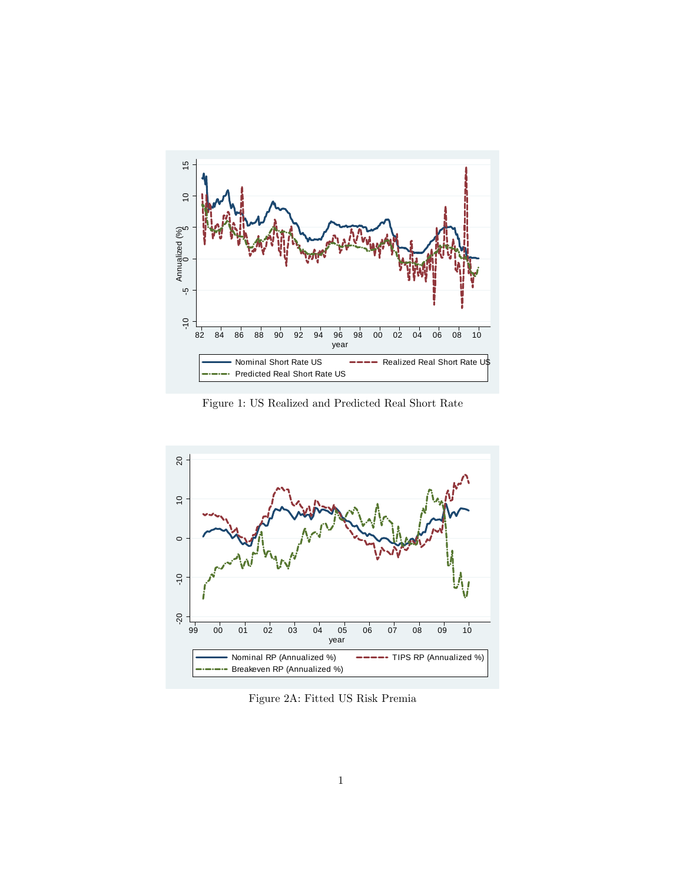Figure 1: US Realized and Predicted Real Short Rate

Figure 2A: Fitted US Risk Premia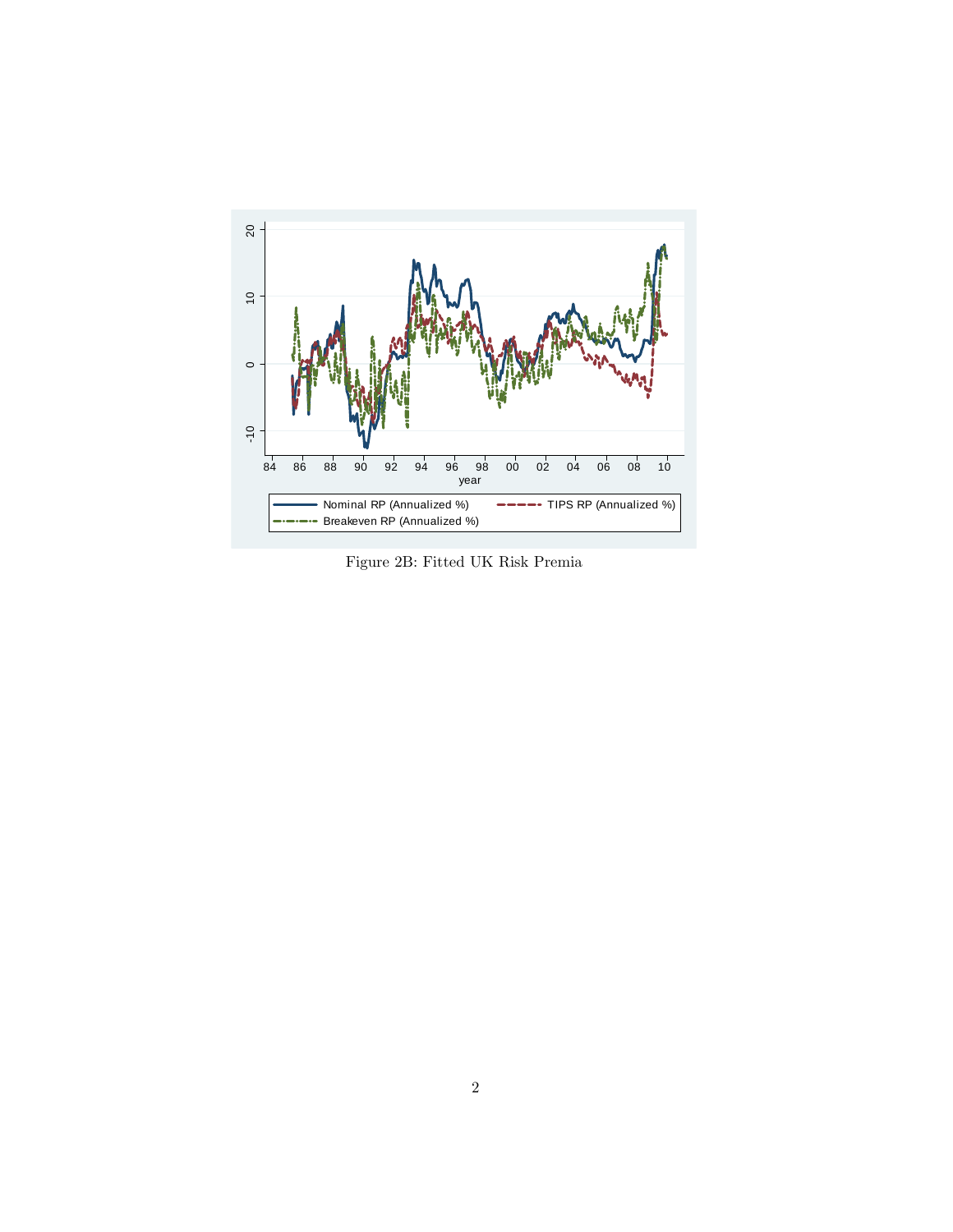20

10

0

-10

84 86 88 90 92 94 96 98 00 02 04 06 08 10

year

Nominal RP (Annualized %)

TIPS RP (Annualized %)

Breakeven RP (Annualized %)

Figure 2B: Fitted UK Risk Premia